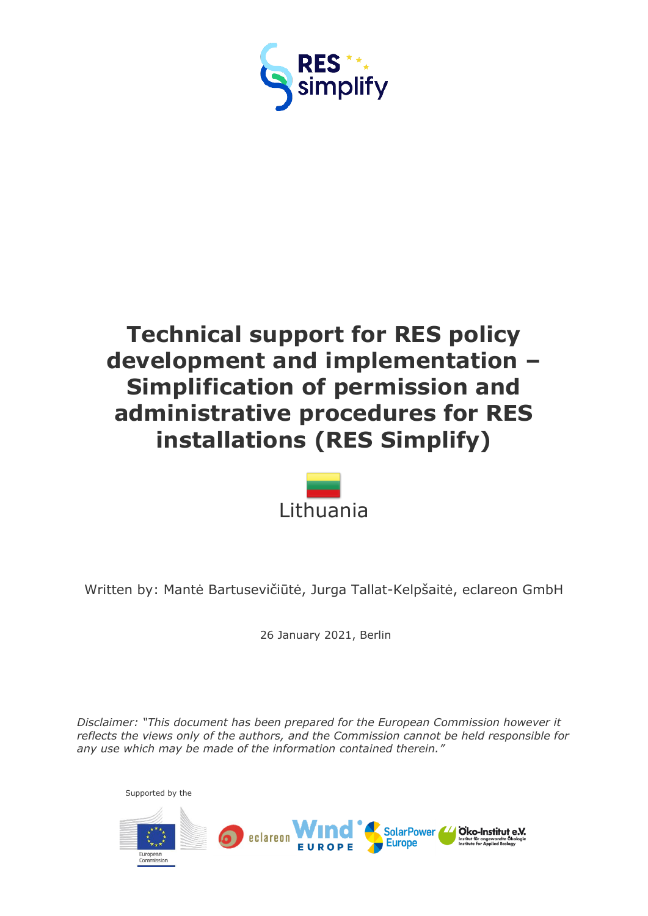# Technical support for RES policy development and implementation – Simplification of permission and administrative procedures for RES installations (RES Simplify)

Lithuania

Written by: Mantė Bartusevičiūtė, Jurga Tallat-Kelpšaitė, eclareon GmbH

26 January 2021, Berlin

*Disclaimer: "This document has been prepared for the European Commission however it reflects the views only of the authors, and the Commission cannot be held responsible for any use which may be made of the information contained therein."*

Supported by the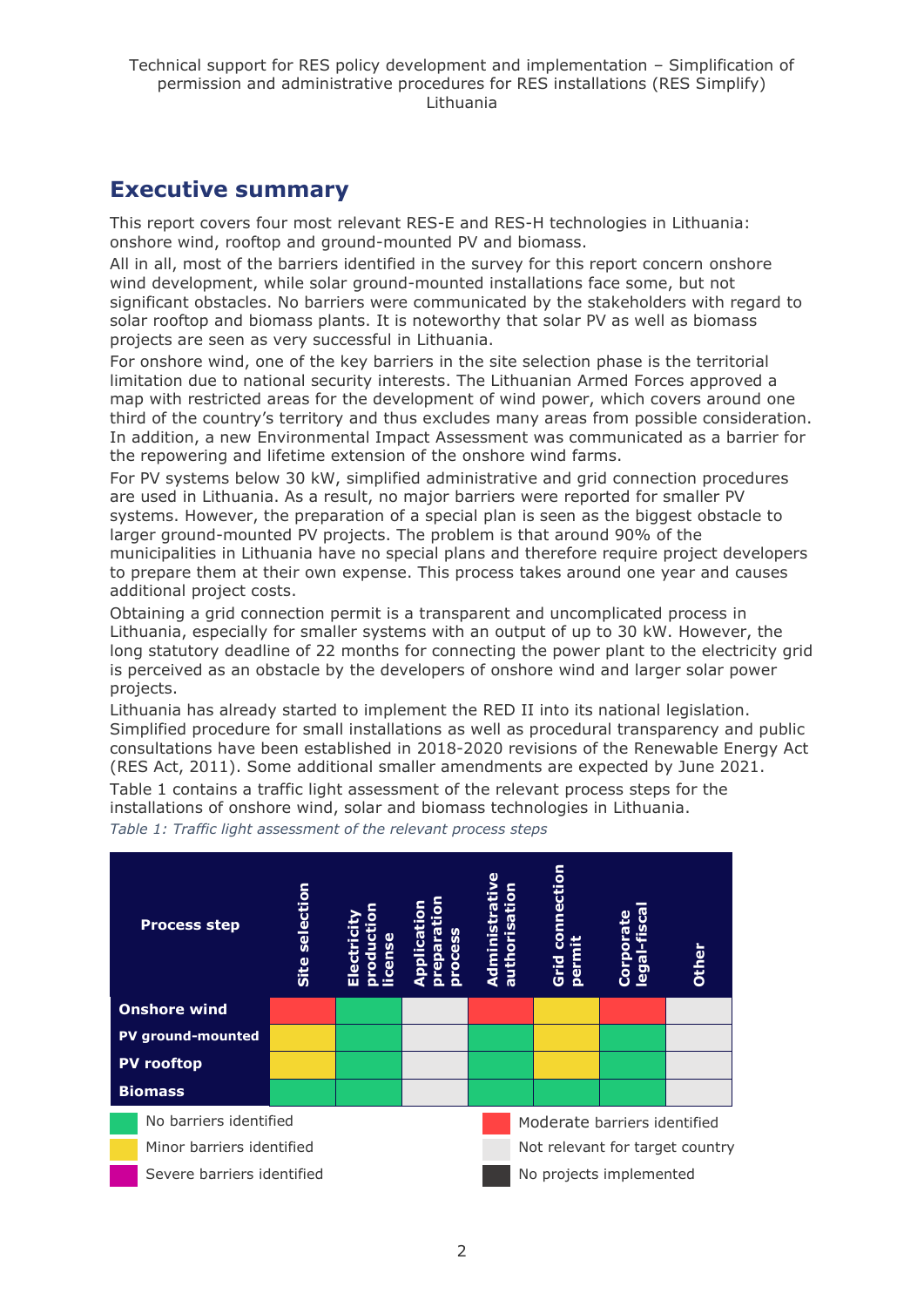## Executive summary

This report covers four most relevant RES-E and RES-H technologies in Lithuania: onshore wind, rooftop and ground-mounted PV and biomass.

All in all, most of the barriers identified in the survey for this report concern onshore wind development, while solar ground-mounted installations face some, but not significant obstacles. No barriers were communicated by the stakeholders with regard to solar rooftop and biomass plants. It is noteworthy that solar PV as well as biomass projects are seen as very successful in Lithuania.

For onshore wind, one of the key barriers in the site selection phase is the territorial limitation due to national security interests. The Lithuanian Armed Forces approved a map with restricted areas for the development of wind power, which covers around one third of the country's territory and thus excludes many areas from possible consideration. In addition, a new Environmental Impact Assessment was communicated as a barrier for the repowering and lifetime extension of the onshore wind farms.

For PV systems below 30 kW, simplified administrative and grid connection procedures are used in Lithuania. As a result, no major barriers were reported for smaller PV systems. However, the preparation of a special plan is seen as the biggest obstacle to larger ground-mounted PV projects. The problem is that around 90% of the municipalities in Lithuania have no special plans and therefore require project developers to prepare them at their own expense. This process takes around one year and causes additional project costs.

Obtaining a grid connection permit is a transparent and uncomplicated process in Lithuania, especially for smaller systems with an output of up to 30 kW. However, the long statutory deadline of 22 months for connecting the power plant to the electricity grid is perceived as an obstacle by the developers of onshore wind and larger solar power projects.

Lithuania has already started to implement the RED II into its national legislation. Simplified procedure for small installations as well as procedural transparency and public consultations have been established in 2018-2020 revisions of the Renewable Energy Act (RES Act, 2011). Some additional smaller amendments are expected by June 2021.

Table 1 contains a traffic light assessment of the relevant process steps for the installations of onshore wind, solar and biomass technologies in Lithuania.

*Table 1: Traffic light assessment of the relevant process steps*

| Process step | Site selection | Electricity production license | Application preparation process | Administrative authorisation | Grid connection permit | Corporate legal-fiscal | Other |
|---|---|---|---|---|---|---|---|
| **Onshore wind** | Moderate barriers identified | No barriers identified | Not relevant for target country | Moderate barriers identified | Minor barriers identified | Moderate barriers identified | Not relevant for target country |
| **PV ground-mounted** | Minor barriers identified | No barriers identified | Not relevant for target country | No barriers identified | Minor barriers identified | No barriers identified | Not relevant for target country |
| **PV rooftop** | Minor barriers identified | No barriers identified | Not relevant for target country | No barriers identified | Minor barriers identified | No barriers identified | Not relevant for target country |
| **Biomass** | No barriers identified | No barriers identified | Not relevant for target country | No barriers identified | No barriers identified | No barriers identified | Not relevant for target country |

Legend:
- No barriers identified
- Minor barriers identified
- Severe barriers identified
- Moderate barriers identified
- Not relevant for target country
- No projects implemented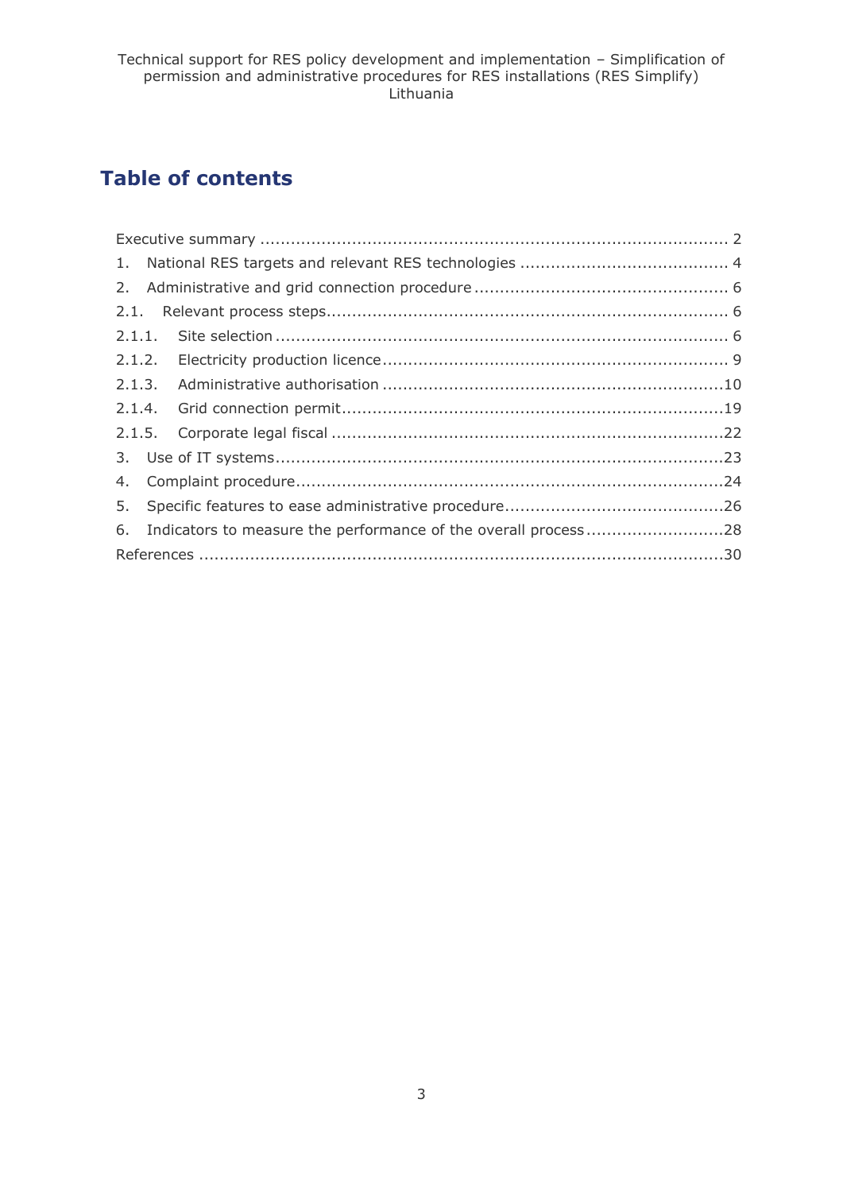# Table of contents

Executive summary ........................................................................................ 2

1. National RES targets and relevant RES technologies ........................................ 4
2. Administrative and grid connection procedure ................................................. 6

2.1. Relevant process steps.............................................................................. 6

2.1.1. Site selection ........................................................................................ 6

2.1.2. Electricity production licence .................................................................. 9

2.1.3. Administrative authorisation ..................................................................10

2.1.4. Grid connection permit..........................................................................19

2.1.5. Corporate legal fiscal ............................................................................22

3. Use of IT systems.......................................................................................23
4. Complaint procedure...................................................................................24
5. Specific features to ease administrative procedure..........................................26
6. Indicators to measure the performance of the overall process ...........................28

References ......................................................................................................30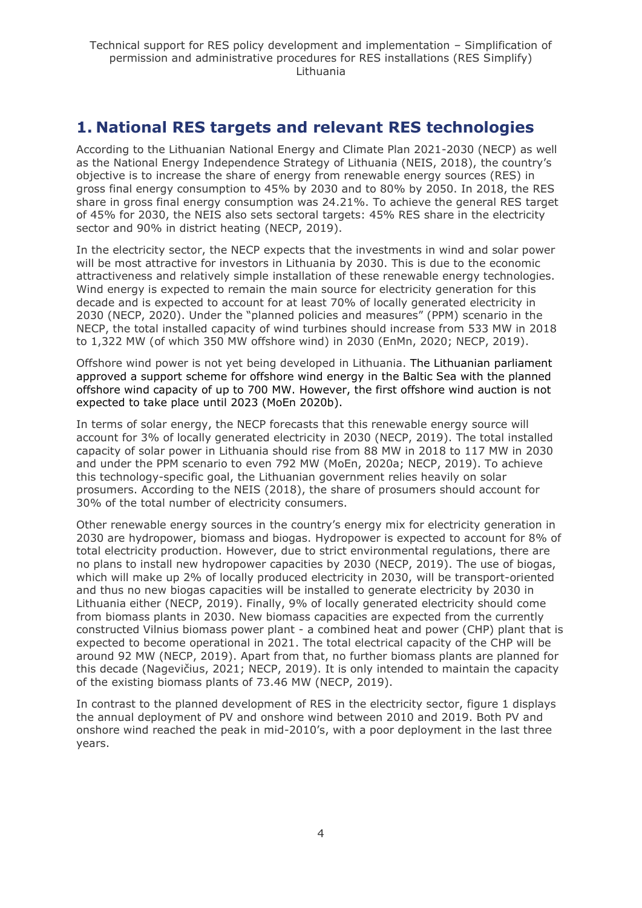# 1. National RES targets and relevant RES technologies

According to the Lithuanian National Energy and Climate Plan 2021-2030 (NECP) as well as the National Energy Independence Strategy of Lithuania (NEIS, 2018), the country's objective is to increase the share of energy from renewable energy sources (RES) in gross final energy consumption to 45% by 2030 and to 80% by 2050. In 2018, the RES share in gross final energy consumption was 24.21%. To achieve the general RES target of 45% for 2030, the NEIS also sets sectoral targets: 45% RES share in the electricity sector and 90% in district heating (NECP, 2019).

In the electricity sector, the NECP expects that the investments in wind and solar power will be most attractive for investors in Lithuania by 2030. This is due to the economic attractiveness and relatively simple installation of these renewable energy technologies. Wind energy is expected to remain the main source for electricity generation for this decade and is expected to account for at least 70% of locally generated electricity in 2030 (NECP, 2020). Under the "planned policies and measures" (PPM) scenario in the NECP, the total installed capacity of wind turbines should increase from 533 MW in 2018 to 1,322 MW (of which 350 MW offshore wind) in 2030 (EnMn, 2020; NECP, 2019).

Offshore wind power is not yet being developed in Lithuania. The Lithuanian parliament approved a support scheme for offshore wind energy in the Baltic Sea with the planned offshore wind capacity of up to 700 MW. However, the first offshore wind auction is not expected to take place until 2023 (MoEn 2020b).

In terms of solar energy, the NECP forecasts that this renewable energy source will account for 3% of locally generated electricity in 2030 (NECP, 2019). The total installed capacity of solar power in Lithuania should rise from 88 MW in 2018 to 117 MW in 2030 and under the PPM scenario to even 792 MW (MoEn, 2020a; NECP, 2019). To achieve this technology-specific goal, the Lithuanian government relies heavily on solar prosumers. According to the NEIS (2018), the share of prosumers should account for 30% of the total number of electricity consumers.

Other renewable energy sources in the country's energy mix for electricity generation in 2030 are hydropower, biomass and biogas. Hydropower is expected to account for 8% of total electricity production. However, due to strict environmental regulations, there are no plans to install new hydropower capacities by 2030 (NECP, 2019). The use of biogas, which will make up 2% of locally produced electricity in 2030, will be transport-oriented and thus no new biogas capacities will be installed to generate electricity by 2030 in Lithuania either (NECP, 2019). Finally, 9% of locally generated electricity should come from biomass plants in 2030. New biomass capacities are expected from the currently constructed Vilnius biomass power plant - a combined heat and power (CHP) plant that is expected to become operational in 2021. The total electrical capacity of the CHP will be around 92 MW (NECP, 2019). Apart from that, no further biomass plants are planned for this decade (Nagevičius, 2021; NECP, 2019). It is only intended to maintain the capacity of the existing biomass plants of 73.46 MW (NECP, 2019).

In contrast to the planned development of RES in the electricity sector, figure 1 displays the annual deployment of PV and onshore wind between 2010 and 2019. Both PV and onshore wind reached the peak in mid-2010's, with a poor deployment in the last three years.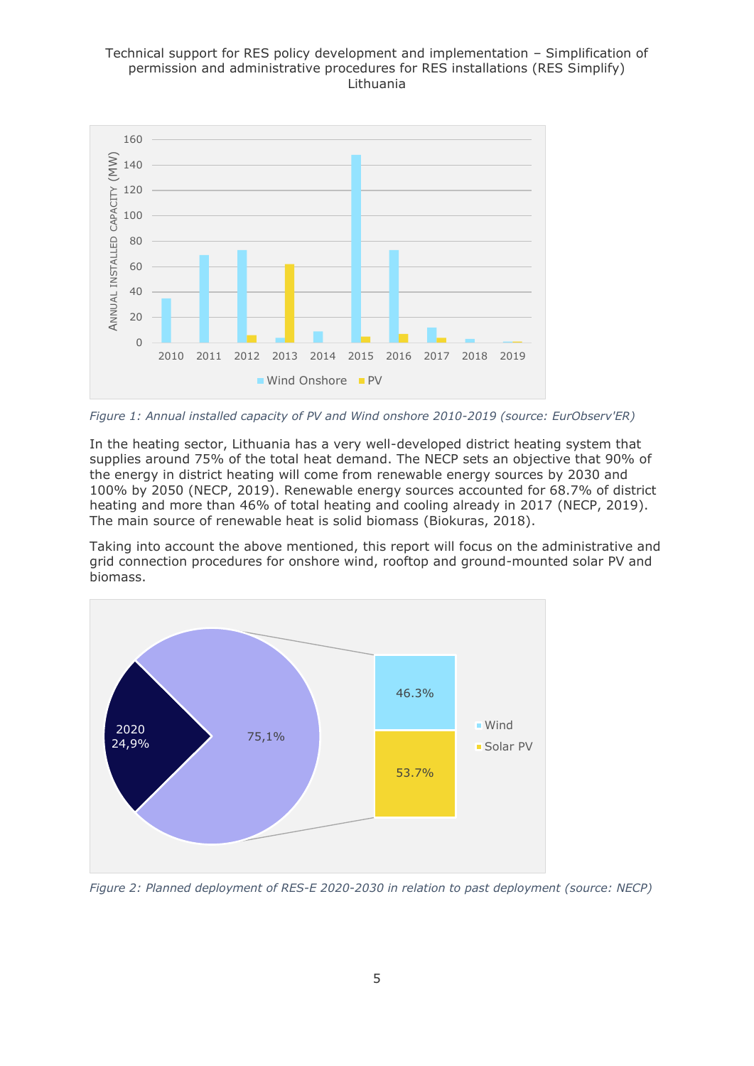*Figure 1: Annual installed capacity of PV and Wind onshore 2010-2019 (source: EurObserv'ER)*

In the heating sector, Lithuania has a very well-developed district heating system that supplies around 75% of the total heat demand. The NECP sets an objective that 90% of the energy in district heating will come from renewable energy sources by 2030 and 100% by 2050 (NECP, 2019). Renewable energy sources accounted for 68.7% of district heating and more than 46% of total heating and cooling already in 2017 (NECP, 2019). The main source of renewable heat is solid biomass (Biokuras, 2018).

Taking into account the above mentioned, this report will focus on the administrative and grid connection procedures for onshore wind, rooftop and ground-mounted solar PV and biomass.

*Figure 2: Planned deployment of RES-E 2020-2030 in relation to past deployment (source: NECP)*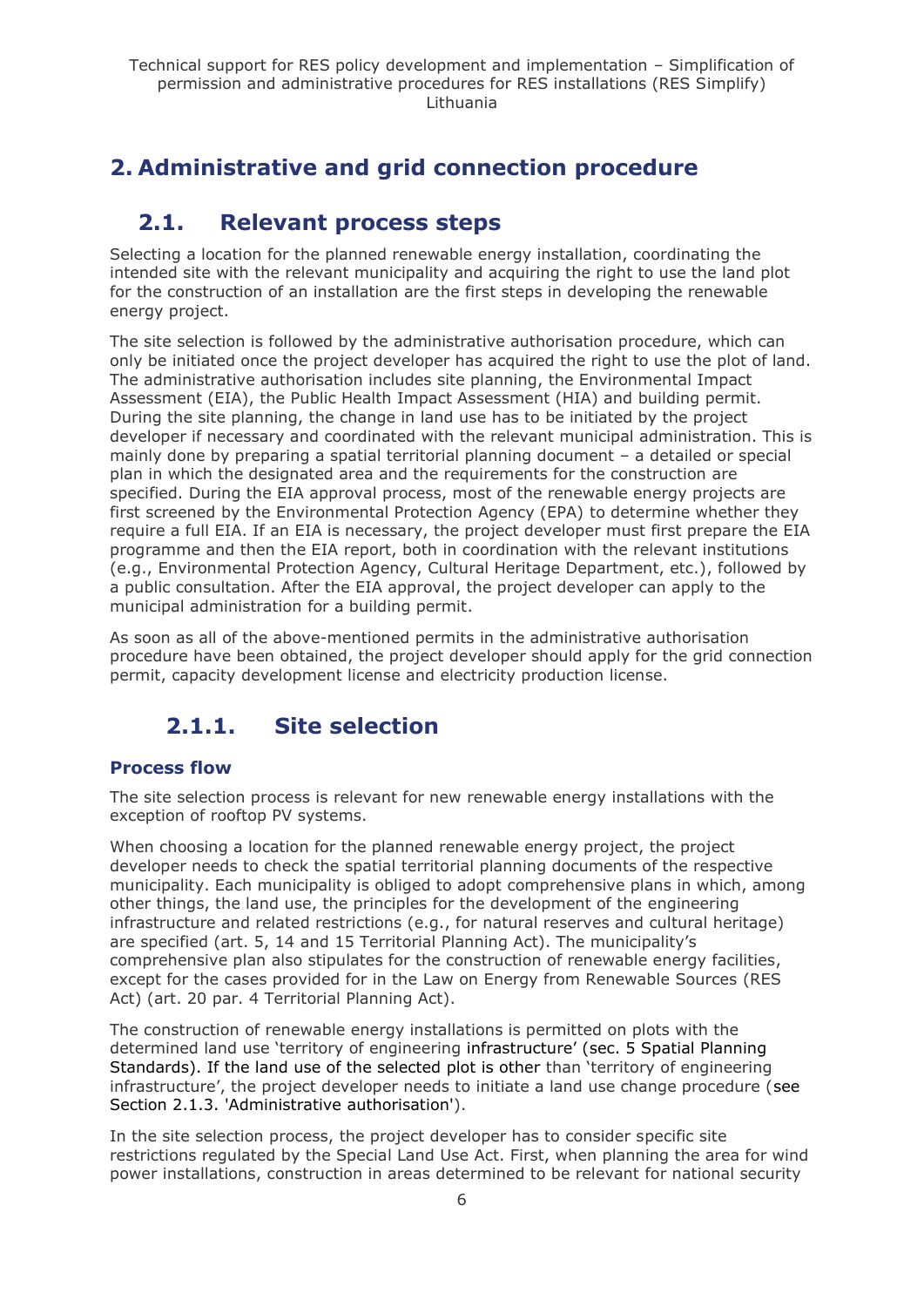## 2. Administrative and grid connection procedure

### 2.1. Relevant process steps

Selecting a location for the planned renewable energy installation, coordinating the intended site with the relevant municipality and acquiring the right to use the land plot for the construction of an installation are the first steps in developing the renewable energy project.

The site selection is followed by the administrative authorisation procedure, which can only be initiated once the project developer has acquired the right to use the plot of land. The administrative authorisation includes site planning, the Environmental Impact Assessment (EIA), the Public Health Impact Assessment (HIA) and building permit. During the site planning, the change in land use has to be initiated by the project developer if necessary and coordinated with the relevant municipal administration. This is mainly done by preparing a spatial territorial planning document – a detailed or special plan in which the designated area and the requirements for the construction are specified. During the EIA approval process, most of the renewable energy projects are first screened by the Environmental Protection Agency (EPA) to determine whether they require a full EIA. If an EIA is necessary, the project developer must first prepare the EIA programme and then the EIA report, both in coordination with the relevant institutions (e.g., Environmental Protection Agency, Cultural Heritage Department, etc.), followed by a public consultation. After the EIA approval, the project developer can apply to the municipal administration for a building permit.

As soon as all of the above-mentioned permits in the administrative authorisation procedure have been obtained, the project developer should apply for the grid connection permit, capacity development license and electricity production license.

#### 2.1.1. Site selection

**Process flow**

The site selection process is relevant for new renewable energy installations with the exception of rooftop PV systems.

When choosing a location for the planned renewable energy project, the project developer needs to check the spatial territorial planning documents of the respective municipality. Each municipality is obliged to adopt comprehensive plans in which, among other things, the land use, the principles for the development of the engineering infrastructure and related restrictions (e.g., for natural reserves and cultural heritage) are specified (art. 5, 14 and 15 Territorial Planning Act). The municipality's comprehensive plan also stipulates for the construction of renewable energy facilities, except for the cases provided for in the Law on Energy from Renewable Sources (RES Act) (art. 20 par. 4 Territorial Planning Act).

The construction of renewable energy installations is permitted on plots with the determined land use 'territory of engineering infrastructure' (sec. 5 Spatial Planning Standards). If the land use of the selected plot is other than 'territory of engineering infrastructure', the project developer needs to initiate a land use change procedure (see Section 2.1.3. 'Administrative authorisation').

In the site selection process, the project developer has to consider specific site restrictions regulated by the Special Land Use Act. First, when planning the area for wind power installations, construction in areas determined to be relevant for national security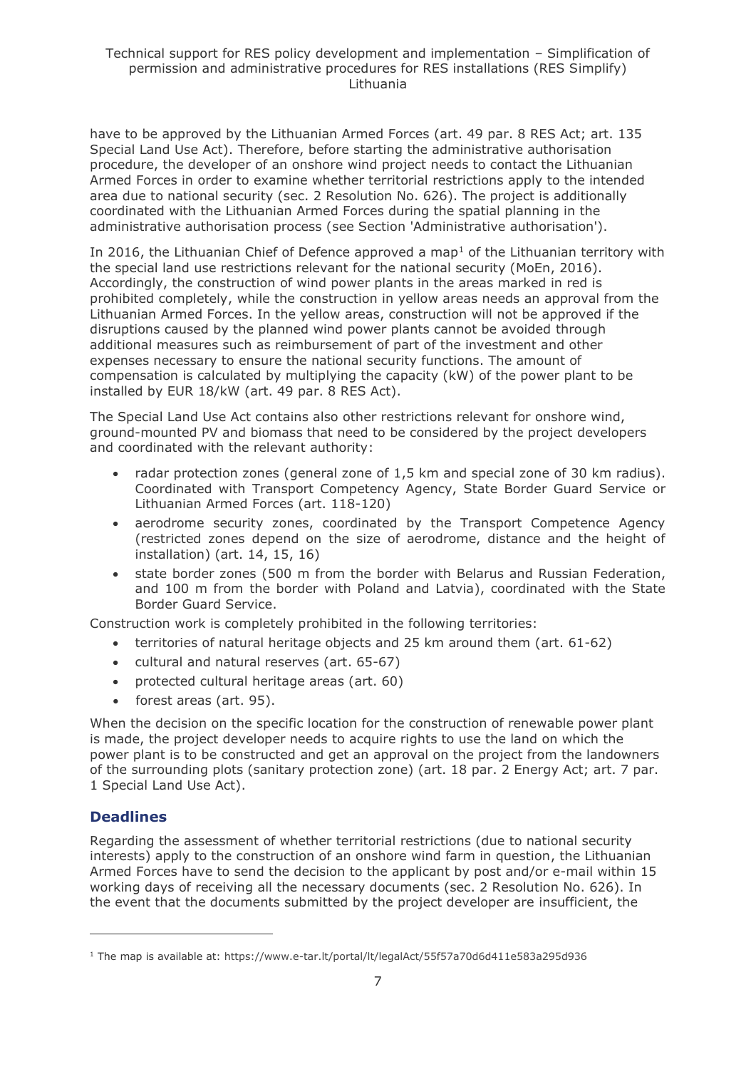have to be approved by the Lithuanian Armed Forces (art. 49 par. 8 RES Act; art. 135 Special Land Use Act). Therefore, before starting the administrative authorisation procedure, the developer of an onshore wind project needs to contact the Lithuanian Armed Forces in order to examine whether territorial restrictions apply to the intended area due to national security (sec. 2 Resolution No. 626). The project is additionally coordinated with the Lithuanian Armed Forces during the spatial planning in the administrative authorisation process (see Section 'Administrative authorisation').

In 2016, the Lithuanian Chief of Defence approved a map[1] of the Lithuanian territory with the special land use restrictions relevant for the national security (MoEn, 2016). Accordingly, the construction of wind power plants in the areas marked in red is prohibited completely, while the construction in yellow areas needs an approval from the Lithuanian Armed Forces. In the yellow areas, construction will not be approved if the disruptions caused by the planned wind power plants cannot be avoided through additional measures such as reimbursement of part of the investment and other expenses necessary to ensure the national security functions. The amount of compensation is calculated by multiplying the capacity (kW) of the power plant to be installed by EUR 18/kW (art. 49 par. 8 RES Act).

The Special Land Use Act contains also other restrictions relevant for onshore wind, ground-mounted PV and biomass that need to be considered by the project developers and coordinated with the relevant authority:

- radar protection zones (general zone of 1,5 km and special zone of 30 km radius). Coordinated with Transport Competency Agency, State Border Guard Service or Lithuanian Armed Forces (art. 118-120)
- aerodrome security zones, coordinated by the Transport Competence Agency (restricted zones depend on the size of aerodrome, distance and the height of installation) (art. 14, 15, 16)
- state border zones (500 m from the border with Belarus and Russian Federation, and 100 m from the border with Poland and Latvia), coordinated with the State Border Guard Service.

Construction work is completely prohibited in the following territories:

- territories of natural heritage objects and 25 km around them (art. 61-62)
- cultural and natural reserves (art. 65-67)
- protected cultural heritage areas (art. 60)
- forest areas (art. 95).

When the decision on the specific location for the construction of renewable power plant is made, the project developer needs to acquire rights to use the land on which the power plant is to be constructed and get an approval on the project from the landowners of the surrounding plots (sanitary protection zone) (art. 18 par. 2 Energy Act; art. 7 par. 1 Special Land Use Act).

## Deadlines

Regarding the assessment of whether territorial restrictions (due to national security interests) apply to the construction of an onshore wind farm in question, the Lithuanian Armed Forces have to send the decision to the applicant by post and/or e-mail within 15 working days of receiving all the necessary documents (sec. 2 Resolution No. 626). In the event that the documents submitted by the project developer are insufficient, the

---

[1] The map is available at: https://www.e-tar.lt/portal/lt/legalAct/55f57a70d6d411e583a295d936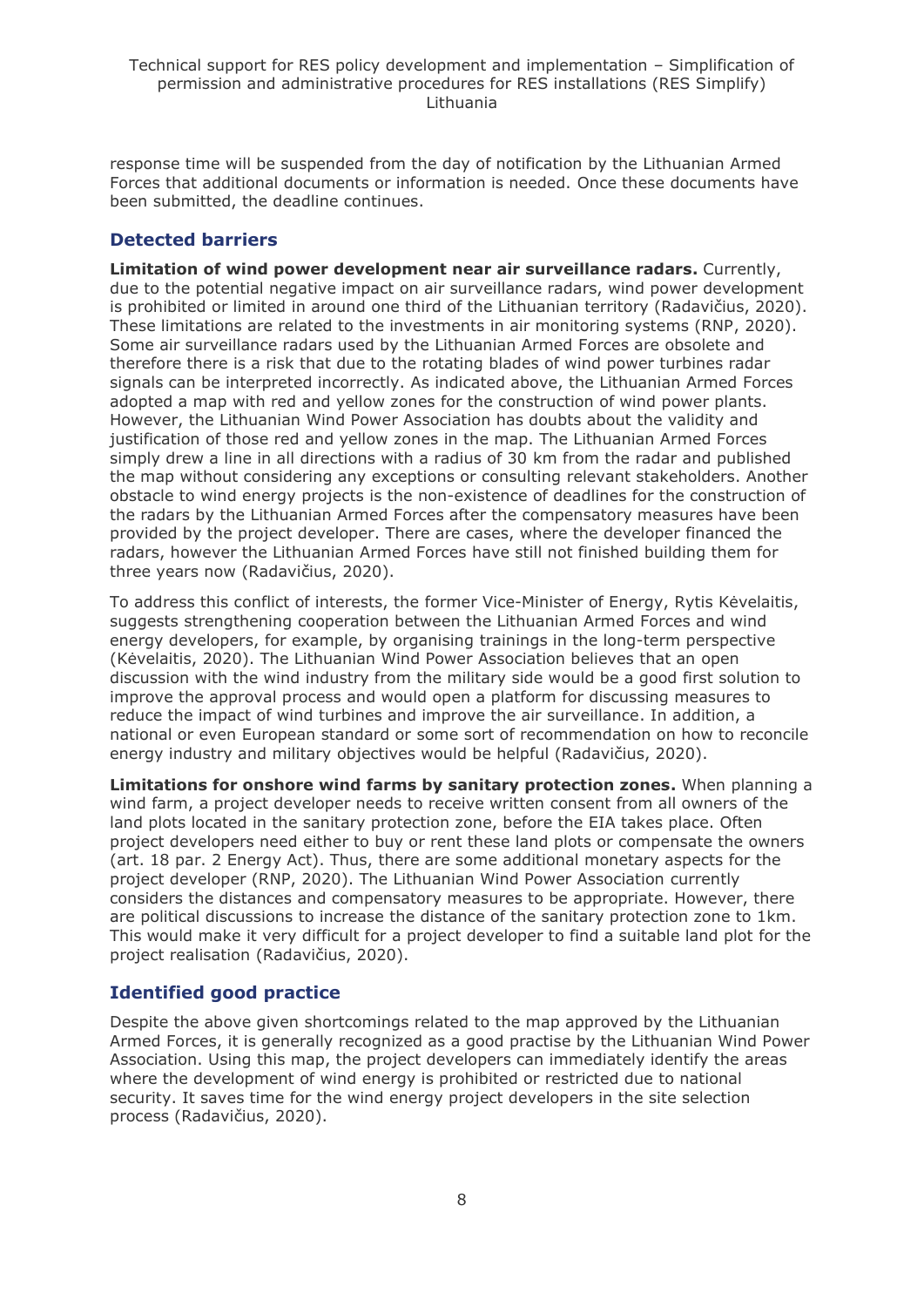response time will be suspended from the day of notification by the Lithuanian Armed Forces that additional documents or information is needed. Once these documents have been submitted, the deadline continues.

### Detected barriers

**Limitation of wind power development near air surveillance radars.** Currently, due to the potential negative impact on air surveillance radars, wind power development is prohibited or limited in around one third of the Lithuanian territory (Radavičius, 2020). These limitations are related to the investments in air monitoring systems (RNP, 2020). Some air surveillance radars used by the Lithuanian Armed Forces are obsolete and therefore there is a risk that due to the rotating blades of wind power turbines radar signals can be interpreted incorrectly. As indicated above, the Lithuanian Armed Forces adopted a map with red and yellow zones for the construction of wind power plants. However, the Lithuanian Wind Power Association has doubts about the validity and justification of those red and yellow zones in the map. The Lithuanian Armed Forces simply drew a line in all directions with a radius of 30 km from the radar and published the map without considering any exceptions or consulting relevant stakeholders. Another obstacle to wind energy projects is the non-existence of deadlines for the construction of the radars by the Lithuanian Armed Forces after the compensatory measures have been provided by the project developer. There are cases, where the developer financed the radars, however the Lithuanian Armed Forces have still not finished building them for three years now (Radavičius, 2020).

To address this conflict of interests, the former Vice-Minister of Energy, Rytis Kėvelaitis, suggests strengthening cooperation between the Lithuanian Armed Forces and wind energy developers, for example, by organising trainings in the long-term perspective (Kėvelaitis, 2020). The Lithuanian Wind Power Association believes that an open discussion with the wind industry from the military side would be a good first solution to improve the approval process and would open a platform for discussing measures to reduce the impact of wind turbines and improve the air surveillance. In addition, a national or even European standard or some sort of recommendation on how to reconcile energy industry and military objectives would be helpful (Radavičius, 2020).

**Limitations for onshore wind farms by sanitary protection zones.** When planning a wind farm, a project developer needs to receive written consent from all owners of the land plots located in the sanitary protection zone, before the EIA takes place. Often project developers need either to buy or rent these land plots or compensate the owners (art. 18 par. 2 Energy Act). Thus, there are some additional monetary aspects for the project developer (RNP, 2020). The Lithuanian Wind Power Association currently considers the distances and compensatory measures to be appropriate. However, there are political discussions to increase the distance of the sanitary protection zone to 1km. This would make it very difficult for a project developer to find a suitable land plot for the project realisation (Radavičius, 2020).

### Identified good practice

Despite the above given shortcomings related to the map approved by the Lithuanian Armed Forces, it is generally recognized as a good practise by the Lithuanian Wind Power Association. Using this map, the project developers can immediately identify the areas where the development of wind energy is prohibited or restricted due to national security. It saves time for the wind energy project developers in the site selection process (Radavičius, 2020).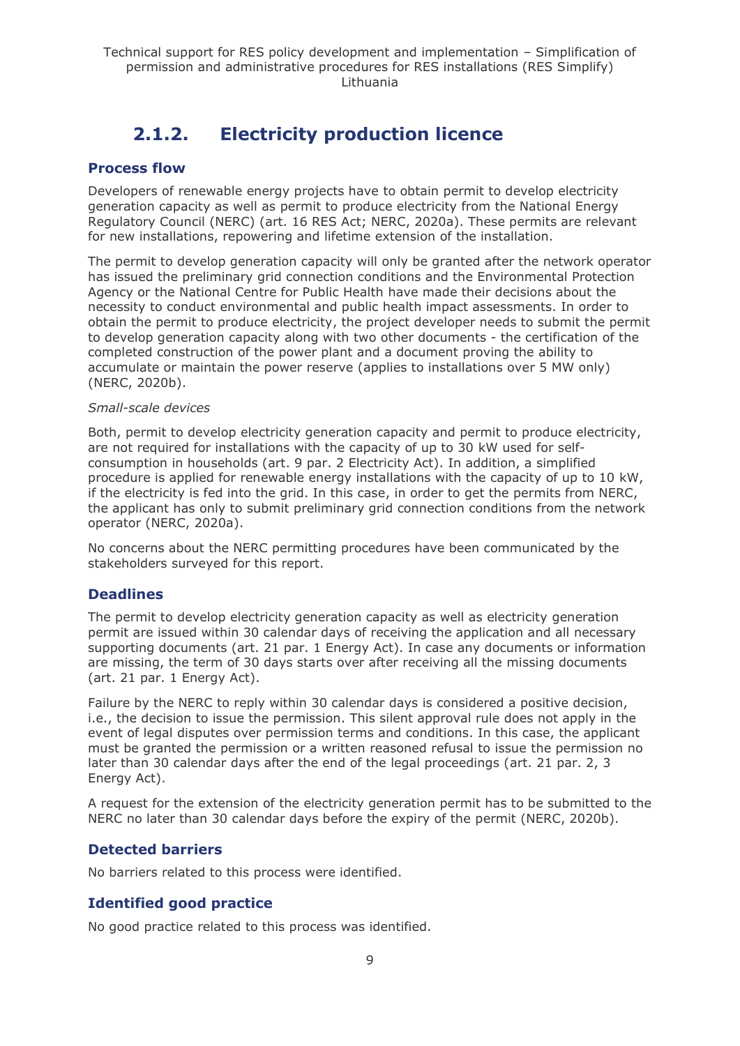### 2.1.2. Electricity production licence

#### Process flow

Developers of renewable energy projects have to obtain permit to develop electricity generation capacity as well as permit to produce electricity from the National Energy Regulatory Council (NERC) (art. 16 RES Act; NERC, 2020a). These permits are relevant for new installations, repowering and lifetime extension of the installation.

The permit to develop generation capacity will only be granted after the network operator has issued the preliminary grid connection conditions and the Environmental Protection Agency or the National Centre for Public Health have made their decisions about the necessity to conduct environmental and public health impact assessments. In order to obtain the permit to produce electricity, the project developer needs to submit the permit to develop generation capacity along with two other documents - the certification of the completed construction of the power plant and a document proving the ability to accumulate or maintain the power reserve (applies to installations over 5 MW only) (NERC, 2020b).

*Small-scale devices*

Both, permit to develop electricity generation capacity and permit to produce electricity, are not required for installations with the capacity of up to 30 kW used for self-consumption in households (art. 9 par. 2 Electricity Act). In addition, a simplified procedure is applied for renewable energy installations with the capacity of up to 10 kW, if the electricity is fed into the grid. In this case, in order to get the permits from NERC, the applicant has only to submit preliminary grid connection conditions from the network operator (NERC, 2020a).

No concerns about the NERC permitting procedures have been communicated by the stakeholders surveyed for this report.

#### Deadlines

The permit to develop electricity generation capacity as well as electricity generation permit are issued within 30 calendar days of receiving the application and all necessary supporting documents (art. 21 par. 1 Energy Act). In case any documents or information are missing, the term of 30 days starts over after receiving all the missing documents (art. 21 par. 1 Energy Act).

Failure by the NERC to reply within 30 calendar days is considered a positive decision, i.e., the decision to issue the permission. This silent approval rule does not apply in the event of legal disputes over permission terms and conditions. In this case, the applicant must be granted the permission or a written reasoned refusal to issue the permission no later than 30 calendar days after the end of the legal proceedings (art. 21 par. 2, 3 Energy Act).

A request for the extension of the electricity generation permit has to be submitted to the NERC no later than 30 calendar days before the expiry of the permit (NERC, 2020b).

#### Detected barriers

No barriers related to this process were identified.

#### Identified good practice

No good practice related to this process was identified.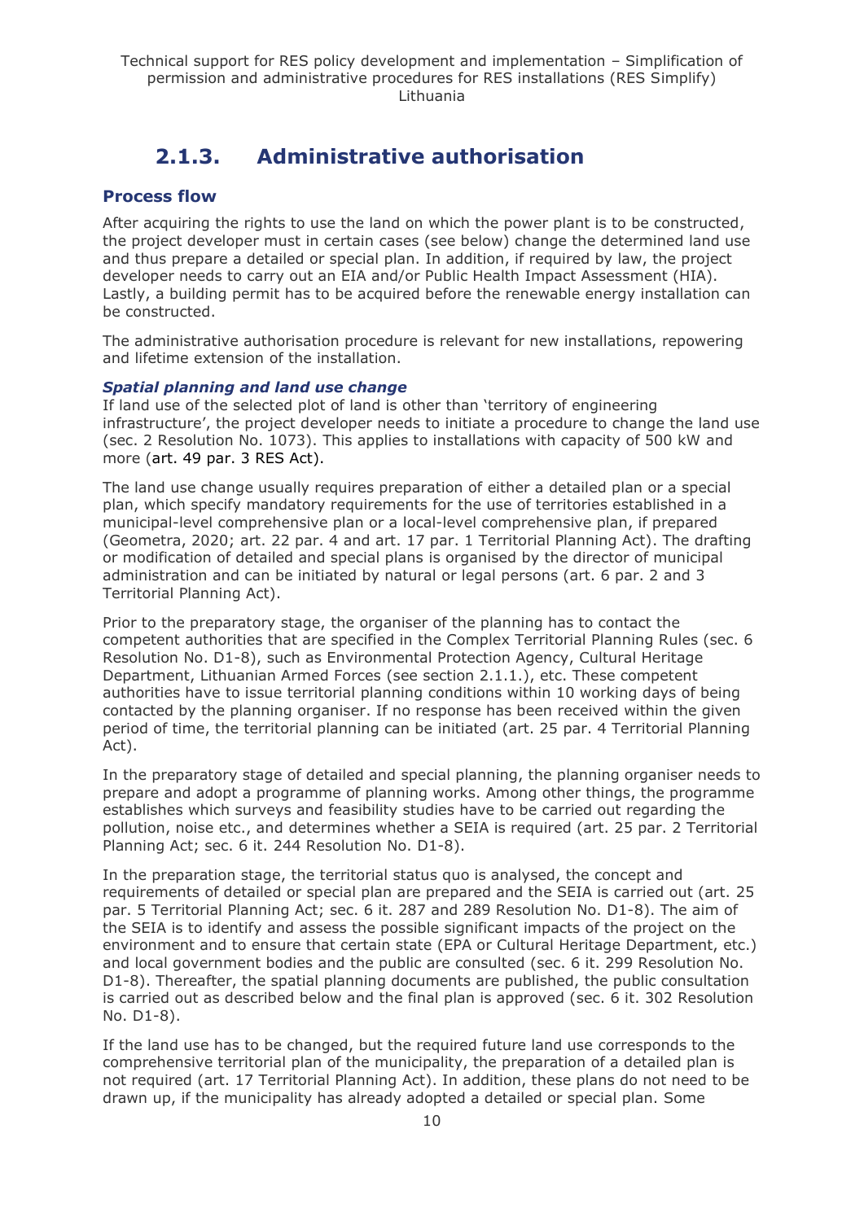### 2.1.3. Administrative authorisation

#### Process flow

After acquiring the rights to use the land on which the power plant is to be constructed, the project developer must in certain cases (see below) change the determined land use and thus prepare a detailed or special plan. In addition, if required by law, the project developer needs to carry out an EIA and/or Public Health Impact Assessment (HIA). Lastly, a building permit has to be acquired before the renewable energy installation can be constructed.

The administrative authorisation procedure is relevant for new installations, repowering and lifetime extension of the installation.

***Spatial planning and land use change***

If land use of the selected plot of land is other than 'territory of engineering infrastructure', the project developer needs to initiate a procedure to change the land use (sec. 2 Resolution No. 1073). This applies to installations with capacity of 500 kW and more (art. 49 par. 3 RES Act).

The land use change usually requires preparation of either a detailed plan or a special plan, which specify mandatory requirements for the use of territories established in a municipal-level comprehensive plan or a local-level comprehensive plan, if prepared (Geometra, 2020; art. 22 par. 4 and art. 17 par. 1 Territorial Planning Act). The drafting or modification of detailed and special plans is organised by the director of municipal administration and can be initiated by natural or legal persons (art. 6 par. 2 and 3 Territorial Planning Act).

Prior to the preparatory stage, the organiser of the planning has to contact the competent authorities that are specified in the Complex Territorial Planning Rules (sec. 6 Resolution No. D1-8), such as Environmental Protection Agency, Cultural Heritage Department, Lithuanian Armed Forces (see section 2.1.1.), etc. These competent authorities have to issue territorial planning conditions within 10 working days of being contacted by the planning organiser. If no response has been received within the given period of time, the territorial planning can be initiated (art. 25 par. 4 Territorial Planning Act).

In the preparatory stage of detailed and special planning, the planning organiser needs to prepare and adopt a programme of planning works. Among other things, the programme establishes which surveys and feasibility studies have to be carried out regarding the pollution, noise etc., and determines whether a SEIA is required (art. 25 par. 2 Territorial Planning Act; sec. 6 it. 244 Resolution No. D1-8).

In the preparation stage, the territorial status quo is analysed, the concept and requirements of detailed or special plan are prepared and the SEIA is carried out (art. 25 par. 5 Territorial Planning Act; sec. 6 it. 287 and 289 Resolution No. D1-8). The aim of the SEIA is to identify and assess the possible significant impacts of the project on the environment and to ensure that certain state (EPA or Cultural Heritage Department, etc.) and local government bodies and the public are consulted (sec. 6 it. 299 Resolution No. D1-8). Thereafter, the spatial planning documents are published, the public consultation is carried out as described below and the final plan is approved (sec. 6 it. 302 Resolution No. D1-8).

If the land use has to be changed, but the required future land use corresponds to the comprehensive territorial plan of the municipality, the preparation of a detailed plan is not required (art. 17 Territorial Planning Act). In addition, these plans do not need to be drawn up, if the municipality has already adopted a detailed or special plan. Some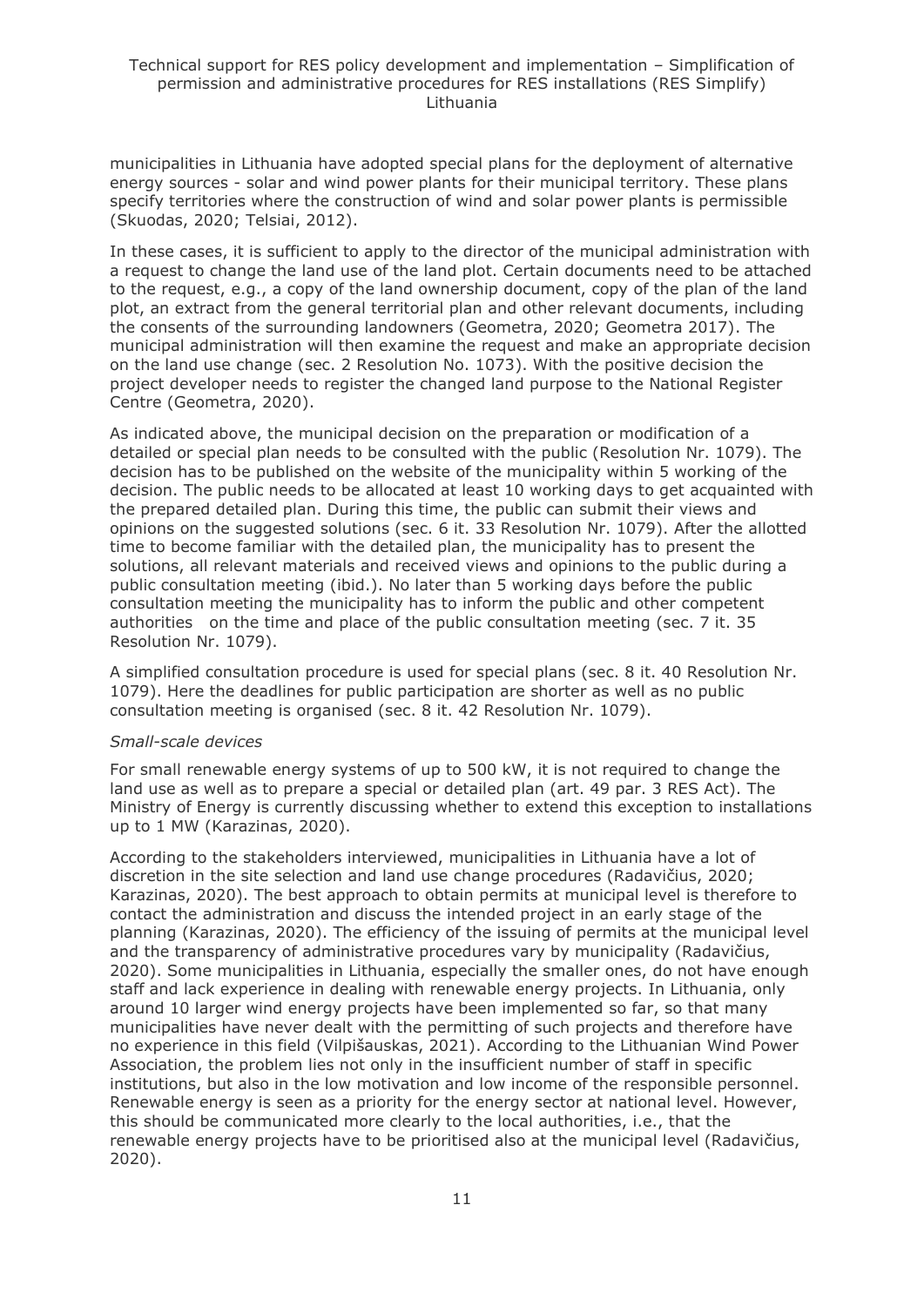municipalities in Lithuania have adopted special plans for the deployment of alternative energy sources - solar and wind power plants for their municipal territory. These plans specify territories where the construction of wind and solar power plants is permissible (Skuodas, 2020; Telsiai, 2012).

In these cases, it is sufficient to apply to the director of the municipal administration with a request to change the land use of the land plot. Certain documents need to be attached to the request, e.g., a copy of the land ownership document, copy of the plan of the land plot, an extract from the general territorial plan and other relevant documents, including the consents of the surrounding landowners (Geometra, 2020; Geometra 2017). The municipal administration will then examine the request and make an appropriate decision on the land use change (sec. 2 Resolution No. 1073). With the positive decision the project developer needs to register the changed land purpose to the National Register Centre (Geometra, 2020).

As indicated above, the municipal decision on the preparation or modification of a detailed or special plan needs to be consulted with the public (Resolution Nr. 1079). The decision has to be published on the website of the municipality within 5 working of the decision. The public needs to be allocated at least 10 working days to get acquainted with the prepared detailed plan. During this time, the public can submit their views and opinions on the suggested solutions (sec. 6 it. 33 Resolution Nr. 1079). After the allotted time to become familiar with the detailed plan, the municipality has to present the solutions, all relevant materials and received views and opinions to the public during a public consultation meeting (ibid.). No later than 5 working days before the public consultation meeting the municipality has to inform the public and other competent authorities on the time and place of the public consultation meeting (sec. 7 it. 35 Resolution Nr. 1079).

A simplified consultation procedure is used for special plans (sec. 8 it. 40 Resolution Nr. 1079). Here the deadlines for public participation are shorter as well as no public consultation meeting is organised (sec. 8 it. 42 Resolution Nr. 1079).

*Small-scale devices*

For small renewable energy systems of up to 500 kW, it is not required to change the land use as well as to prepare a special or detailed plan (art. 49 par. 3 RES Act). The Ministry of Energy is currently discussing whether to extend this exception to installations up to 1 MW (Karazinas, 2020).

According to the stakeholders interviewed, municipalities in Lithuania have a lot of discretion in the site selection and land use change procedures (Radavičius, 2020; Karazinas, 2020). The best approach to obtain permits at municipal level is therefore to contact the administration and discuss the intended project in an early stage of the planning (Karazinas, 2020). The efficiency of the issuing of permits at the municipal level and the transparency of administrative procedures vary by municipality (Radavičius, 2020). Some municipalities in Lithuania, especially the smaller ones, do not have enough staff and lack experience in dealing with renewable energy projects. In Lithuania, only around 10 larger wind energy projects have been implemented so far, so that many municipalities have never dealt with the permitting of such projects and therefore have no experience in this field (Vilpišauskas, 2021). According to the Lithuanian Wind Power Association, the problem lies not only in the insufficient number of staff in specific institutions, but also in the low motivation and low income of the responsible personnel. Renewable energy is seen as a priority for the energy sector at national level. However, this should be communicated more clearly to the local authorities, i.e., that the renewable energy projects have to be prioritised also at the municipal level (Radavičius, 2020).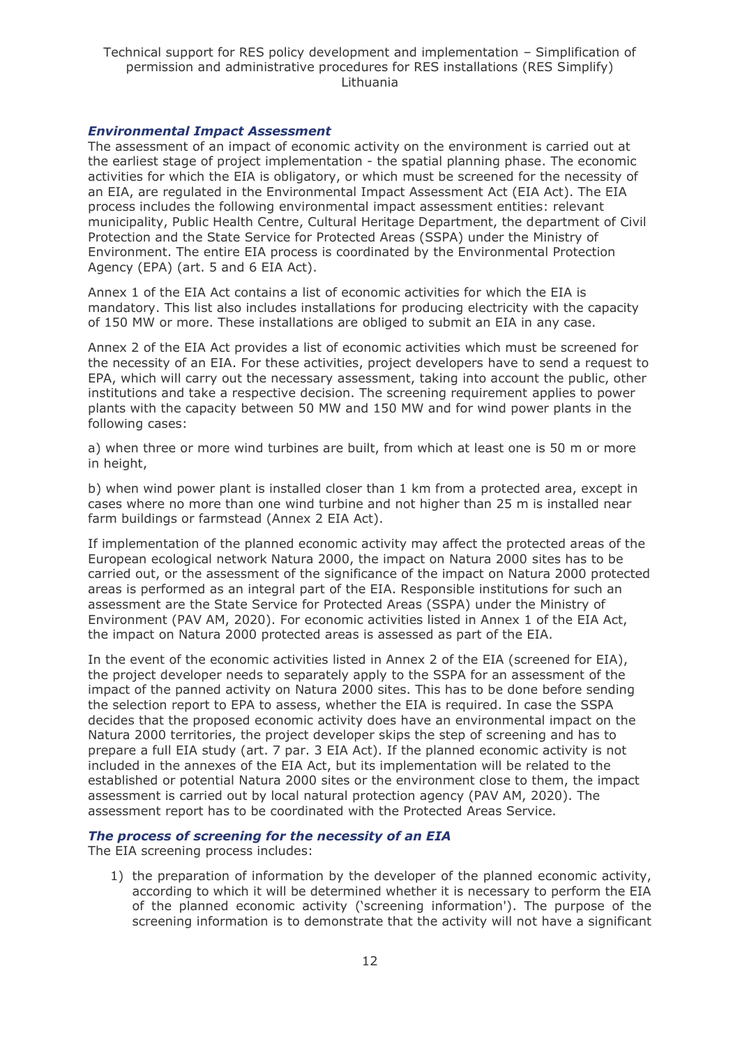### *Environmental Impact Assessment*

The assessment of an impact of economic activity on the environment is carried out at the earliest stage of project implementation - the spatial planning phase. The economic activities for which the EIA is obligatory, or which must be screened for the necessity of an EIA, are regulated in the Environmental Impact Assessment Act (EIA Act). The EIA process includes the following environmental impact assessment entities: relevant municipality, Public Health Centre, Cultural Heritage Department, the department of Civil Protection and the State Service for Protected Areas (SSPA) under the Ministry of Environment. The entire EIA process is coordinated by the Environmental Protection Agency (EPA) (art. 5 and 6 EIA Act).

Annex 1 of the EIA Act contains a list of economic activities for which the EIA is mandatory. This list also includes installations for producing electricity with the capacity of 150 MW or more. These installations are obliged to submit an EIA in any case.

Annex 2 of the EIA Act provides a list of economic activities which must be screened for the necessity of an EIA. For these activities, project developers have to send a request to EPA, which will carry out the necessary assessment, taking into account the public, other institutions and take a respective decision. The screening requirement applies to power plants with the capacity between 50 MW and 150 MW and for wind power plants in the following cases:

a) when three or more wind turbines are built, from which at least one is 50 m or more in height,

b) when wind power plant is installed closer than 1 km from a protected area, except in cases where no more than one wind turbine and not higher than 25 m is installed near farm buildings or farmstead (Annex 2 EIA Act).

If implementation of the planned economic activity may affect the protected areas of the European ecological network Natura 2000, the impact on Natura 2000 sites has to be carried out, or the assessment of the significance of the impact on Natura 2000 protected areas is performed as an integral part of the EIA. Responsible institutions for such an assessment are the State Service for Protected Areas (SSPA) under the Ministry of Environment (PAV AM, 2020). For economic activities listed in Annex 1 of the EIA Act, the impact on Natura 2000 protected areas is assessed as part of the EIA.

In the event of the economic activities listed in Annex 2 of the EIA (screened for EIA), the project developer needs to separately apply to the SSPA for an assessment of the impact of the panned activity on Natura 2000 sites. This has to be done before sending the selection report to EPA to assess, whether the EIA is required. In case the SSPA decides that the proposed economic activity does have an environmental impact on the Natura 2000 territories, the project developer skips the step of screening and has to prepare a full EIA study (art. 7 par. 3 EIA Act). If the planned economic activity is not included in the annexes of the EIA Act, but its implementation will be related to the established or potential Natura 2000 sites or the environment close to them, the impact assessment is carried out by local natural protection agency (PAV AM, 2020). The assessment report has to be coordinated with the Protected Areas Service.

### *The process of screening for the necessity of an EIA*

The EIA screening process includes:

1) the preparation of information by the developer of the planned economic activity, according to which it will be determined whether it is necessary to perform the EIA of the planned economic activity ('screening information'). The purpose of the screening information is to demonstrate that the activity will not have a significant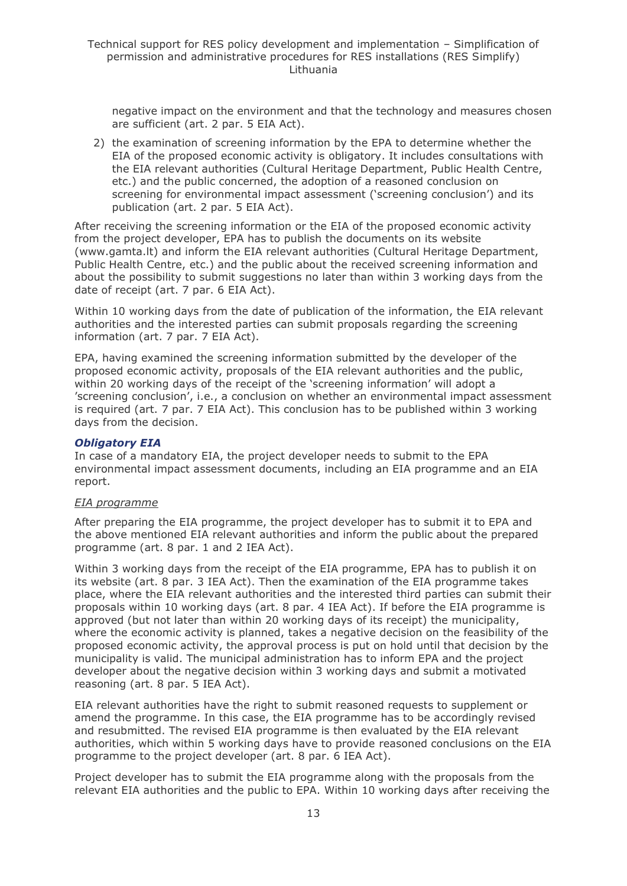negative impact on the environment and that the technology and measures chosen are sufficient (art. 2 par. 5 EIA Act).

2) the examination of screening information by the EPA to determine whether the EIA of the proposed economic activity is obligatory. It includes consultations with the EIA relevant authorities (Cultural Heritage Department, Public Health Centre, etc.) and the public concerned, the adoption of a reasoned conclusion on screening for environmental impact assessment ('screening conclusion') and its publication (art. 2 par. 5 EIA Act).

After receiving the screening information or the EIA of the proposed economic activity from the project developer, EPA has to publish the documents on its website (www.gamta.lt) and inform the EIA relevant authorities (Cultural Heritage Department, Public Health Centre, etc.) and the public about the received screening information and about the possibility to submit suggestions no later than within 3 working days from the date of receipt (art. 7 par. 6 EIA Act).

Within 10 working days from the date of publication of the information, the EIA relevant authorities and the interested parties can submit proposals regarding the screening information (art. 7 par. 7 EIA Act).

EPA, having examined the screening information submitted by the developer of the proposed economic activity, proposals of the EIA relevant authorities and the public, within 20 working days of the receipt of the 'screening information' will adopt a 'screening conclusion', i.e., a conclusion on whether an environmental impact assessment is required (art. 7 par. 7 EIA Act). This conclusion has to be published within 3 working days from the decision.

***Obligatory EIA***

In case of a mandatory EIA, the project developer needs to submit to the EPA environmental impact assessment documents, including an EIA programme and an EIA report.

<u>*EIA programme*</u>

After preparing the EIA programme, the project developer has to submit it to EPA and the above mentioned EIA relevant authorities and inform the public about the prepared programme (art. 8 par. 1 and 2 IEA Act).

Within 3 working days from the receipt of the EIA programme, EPA has to publish it on its website (art. 8 par. 3 IEA Act). Then the examination of the EIA programme takes place, where the EIA relevant authorities and the interested third parties can submit their proposals within 10 working days (art. 8 par. 4 IEA Act). If before the EIA programme is approved (but not later than within 20 working days of its receipt) the municipality, where the economic activity is planned, takes a negative decision on the feasibility of the proposed economic activity, the approval process is put on hold until that decision by the municipality is valid. The municipal administration has to inform EPA and the project developer about the negative decision within 3 working days and submit a motivated reasoning (art. 8 par. 5 IEA Act).

EIA relevant authorities have the right to submit reasoned requests to supplement or amend the programme. In this case, the EIA programme has to be accordingly revised and resubmitted. The revised EIA programme is then evaluated by the EIA relevant authorities, which within 5 working days have to provide reasoned conclusions on the EIA programme to the project developer (art. 8 par. 6 IEA Act).

Project developer has to submit the EIA programme along with the proposals from the relevant EIA authorities and the public to EPA. Within 10 working days after receiving the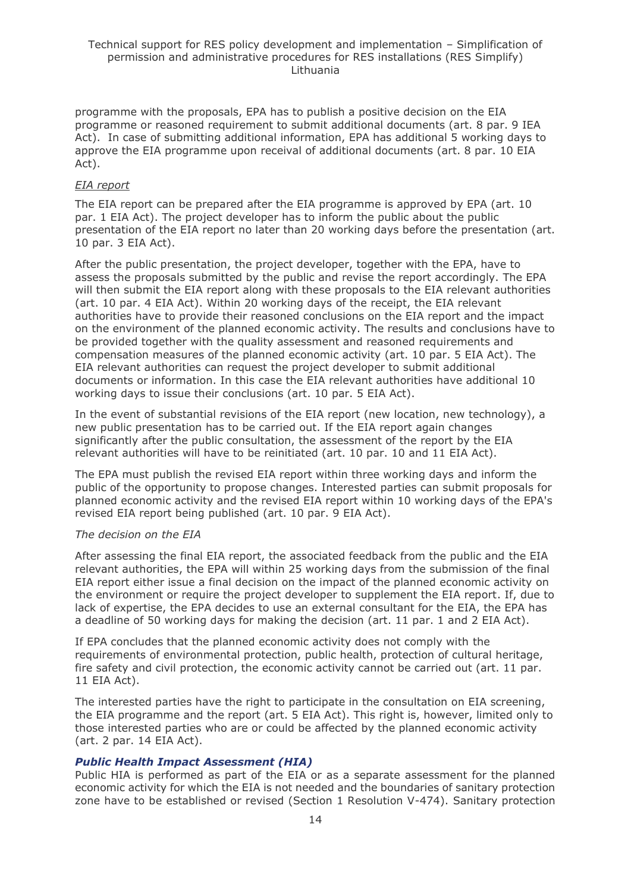programme with the proposals, EPA has to publish a positive decision on the EIA programme or reasoned requirement to submit additional documents (art. 8 par. 9 IEA Act). In case of submitting additional information, EPA has additional 5 working days to approve the EIA programme upon receival of additional documents (art. 8 par. 10 EIA Act).

*EIA report*

The EIA report can be prepared after the EIA programme is approved by EPA (art. 10 par. 1 EIA Act). The project developer has to inform the public about the public presentation of the EIA report no later than 20 working days before the presentation (art. 10 par. 3 EIA Act).

After the public presentation, the project developer, together with the EPA, have to assess the proposals submitted by the public and revise the report accordingly. The EPA will then submit the EIA report along with these proposals to the EIA relevant authorities (art. 10 par. 4 EIA Act). Within 20 working days of the receipt, the EIA relevant authorities have to provide their reasoned conclusions on the EIA report and the impact on the environment of the planned economic activity. The results and conclusions have to be provided together with the quality assessment and reasoned requirements and compensation measures of the planned economic activity (art. 10 par. 5 EIA Act). The EIA relevant authorities can request the project developer to submit additional documents or information. In this case the EIA relevant authorities have additional 10 working days to issue their conclusions (art. 10 par. 5 EIA Act).

In the event of substantial revisions of the EIA report (new location, new technology), a new public presentation has to be carried out. If the EIA report again changes significantly after the public consultation, the assessment of the report by the EIA relevant authorities will have to be reinitiated (art. 10 par. 10 and 11 EIA Act).

The EPA must publish the revised EIA report within three working days and inform the public of the opportunity to propose changes. Interested parties can submit proposals for planned economic activity and the revised EIA report within 10 working days of the EPA's revised EIA report being published (art. 10 par. 9 EIA Act).

*The decision on the EIA*

After assessing the final EIA report, the associated feedback from the public and the EIA relevant authorities, the EPA will within 25 working days from the submission of the final EIA report either issue a final decision on the impact of the planned economic activity on the environment or require the project developer to supplement the EIA report. If, due to lack of expertise, the EPA decides to use an external consultant for the EIA, the EPA has a deadline of 50 working days for making the decision (art. 11 par. 1 and 2 EIA Act).

If EPA concludes that the planned economic activity does not comply with the requirements of environmental protection, public health, protection of cultural heritage, fire safety and civil protection, the economic activity cannot be carried out (art. 11 par. 11 EIA Act).

The interested parties have the right to participate in the consultation on EIA screening, the EIA programme and the report (art. 5 EIA Act). This right is, however, limited only to those interested parties who are or could be affected by the planned economic activity (art. 2 par. 14 EIA Act).

### ***Public Health Impact Assessment (HIA)***

Public HIA is performed as part of the EIA or as a separate assessment for the planned economic activity for which the EIA is not needed and the boundaries of sanitary protection zone have to be established or revised (Section 1 Resolution V-474). Sanitary protection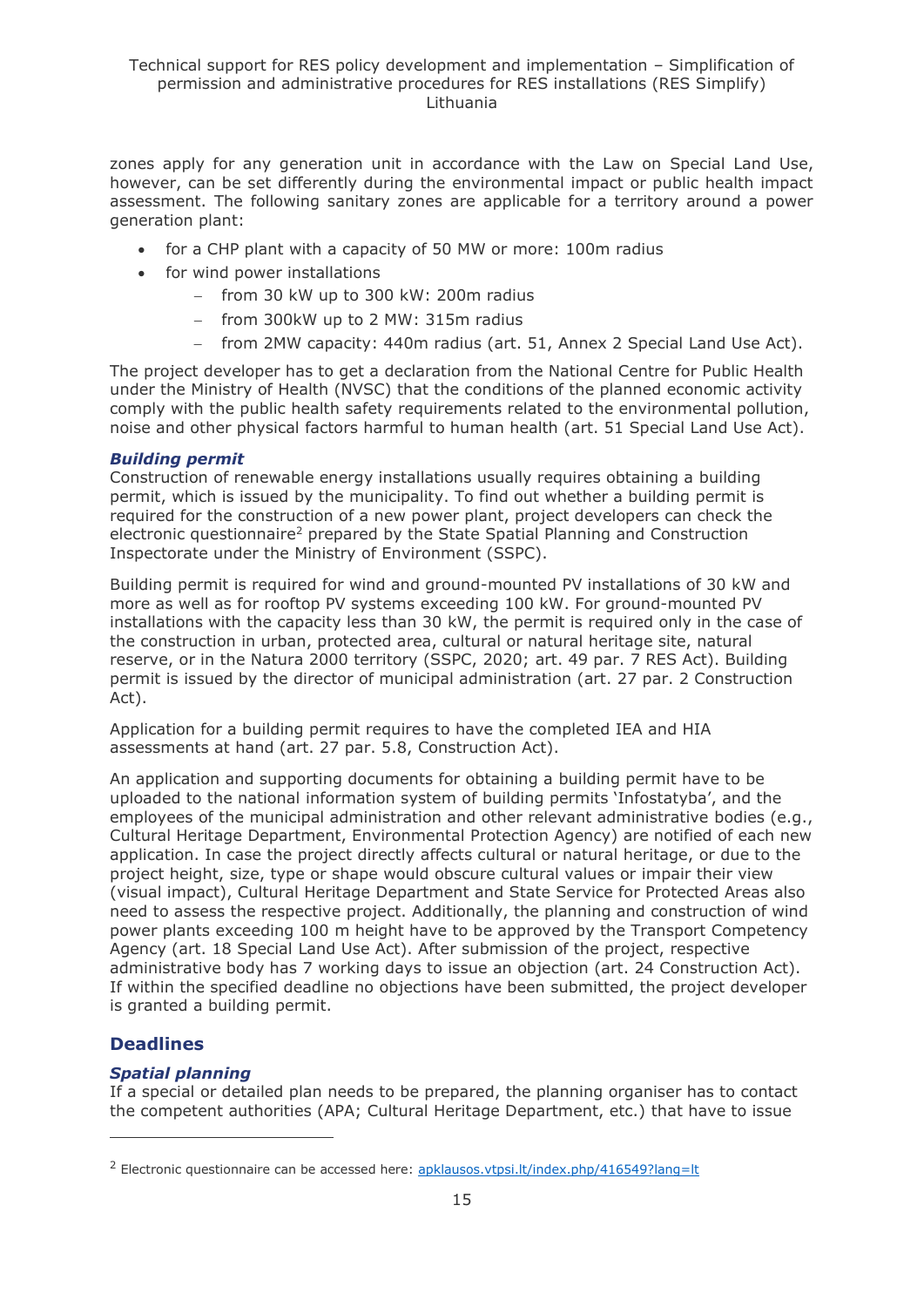zones apply for any generation unit in accordance with the Law on Special Land Use, however, can be set differently during the environmental impact or public health impact assessment. The following sanitary zones are applicable for a territory around a power generation plant:

- for a CHP plant with a capacity of 50 MW or more: 100m radius
- for wind power installations
  - from 30 kW up to 300 kW: 200m radius
  - from 300kW up to 2 MW: 315m radius
  - from 2MW capacity: 440m radius (art. 51, Annex 2 Special Land Use Act).

The project developer has to get a declaration from the National Centre for Public Health under the Ministry of Health (NVSC) that the conditions of the planned economic activity comply with the public health safety requirements related to the environmental pollution, noise and other physical factors harmful to human health (art. 51 Special Land Use Act).

***Building permit***

Construction of renewable energy installations usually requires obtaining a building permit, which is issued by the municipality. To find out whether a building permit is required for the construction of a new power plant, project developers can check the electronic questionnaire[2] prepared by the State Spatial Planning and Construction Inspectorate under the Ministry of Environment (SSPC).

Building permit is required for wind and ground-mounted PV installations of 30 kW and more as well as for rooftop PV systems exceeding 100 kW. For ground-mounted PV installations with the capacity less than 30 kW, the permit is required only in the case of the construction in urban, protected area, cultural or natural heritage site, natural reserve, or in the Natura 2000 territory (SSPC, 2020; art. 49 par. 7 RES Act). Building permit is issued by the director of municipal administration (art. 27 par. 2 Construction Act).

Application for a building permit requires to have the completed IEA and HIA assessments at hand (art. 27 par. 5.8, Construction Act).

An application and supporting documents for obtaining a building permit have to be uploaded to the national information system of building permits 'Infostatyba', and the employees of the municipal administration and other relevant administrative bodies (e.g., Cultural Heritage Department, Environmental Protection Agency) are notified of each new application. In case the project directly affects cultural or natural heritage, or due to the project height, size, type or shape would obscure cultural values or impair their view (visual impact), Cultural Heritage Department and State Service for Protected Areas also need to assess the respective project. Additionally, the planning and construction of wind power plants exceeding 100 m height have to be approved by the Transport Competency Agency (art. 18 Special Land Use Act). After submission of the project, respective administrative body has 7 working days to issue an objection (art. 24 Construction Act). If within the specified deadline no objections have been submitted, the project developer is granted a building permit.

## Deadlines

***Spatial planning***

If a special or detailed plan needs to be prepared, the planning organiser has to contact the competent authorities (APA; Cultural Heritage Department, etc.) that have to issue

---

[2] Electronic questionnaire can be accessed here: apklausos.vtpsi.lt/index.php/416549?lang=lt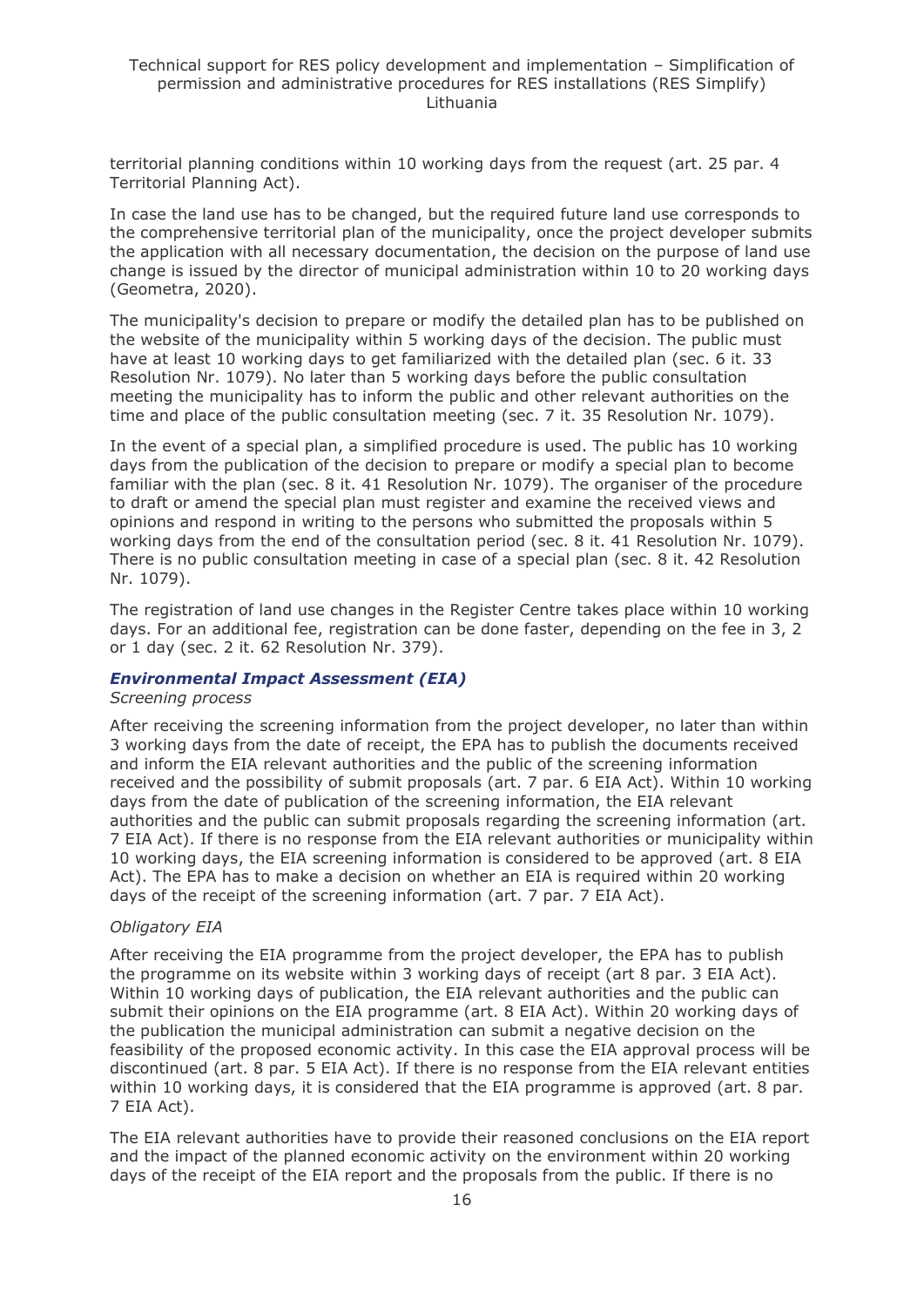territorial planning conditions within 10 working days from the request (art. 25 par. 4 Territorial Planning Act).

In case the land use has to be changed, but the required future land use corresponds to the comprehensive territorial plan of the municipality, once the project developer submits the application with all necessary documentation, the decision on the purpose of land use change is issued by the director of municipal administration within 10 to 20 working days (Geometra, 2020).

The municipality's decision to prepare or modify the detailed plan has to be published on the website of the municipality within 5 working days of the decision. The public must have at least 10 working days to get familiarized with the detailed plan (sec. 6 it. 33 Resolution Nr. 1079). No later than 5 working days before the public consultation meeting the municipality has to inform the public and other relevant authorities on the time and place of the public consultation meeting (sec. 7 it. 35 Resolution Nr. 1079).

In the event of a special plan, a simplified procedure is used. The public has 10 working days from the publication of the decision to prepare or modify a special plan to become familiar with the plan (sec. 8 it. 41 Resolution Nr. 1079). The organiser of the procedure to draft or amend the special plan must register and examine the received views and opinions and respond in writing to the persons who submitted the proposals within 5 working days from the end of the consultation period (sec. 8 it. 41 Resolution Nr. 1079). There is no public consultation meeting in case of a special plan (sec. 8 it. 42 Resolution Nr. 1079).

The registration of land use changes in the Register Centre takes place within 10 working days. For an additional fee, registration can be done faster, depending on the fee in 3, 2 or 1 day (sec. 2 it. 62 Resolution Nr. 379).

### *Environmental Impact Assessment (EIA)*

*Screening process*

After receiving the screening information from the project developer, no later than within 3 working days from the date of receipt, the EPA has to publish the documents received and inform the EIA relevant authorities and the public of the screening information received and the possibility of submit proposals (art. 7 par. 6 EIA Act). Within 10 working days from the date of publication of the screening information, the EIA relevant authorities and the public can submit proposals regarding the screening information (art. 7 EIA Act). If there is no response from the EIA relevant authorities or municipality within 10 working days, the EIA screening information is considered to be approved (art. 8 EIA Act). The EPA has to make a decision on whether an EIA is required within 20 working days of the receipt of the screening information (art. 7 par. 7 EIA Act).

*Obligatory EIA*

After receiving the EIA programme from the project developer, the EPA has to publish the programme on its website within 3 working days of receipt (art 8 par. 3 EIA Act). Within 10 working days of publication, the EIA relevant authorities and the public can submit their opinions on the EIA programme (art. 8 EIA Act). Within 20 working days of the publication the municipal administration can submit a negative decision on the feasibility of the proposed economic activity. In this case the EIA approval process will be discontinued (art. 8 par. 5 EIA Act). If there is no response from the EIA relevant entities within 10 working days, it is considered that the EIA programme is approved (art. 8 par. 7 EIA Act).

The EIA relevant authorities have to provide their reasoned conclusions on the EIA report and the impact of the planned economic activity on the environment within 20 working days of the receipt of the EIA report and the proposals from the public. If there is no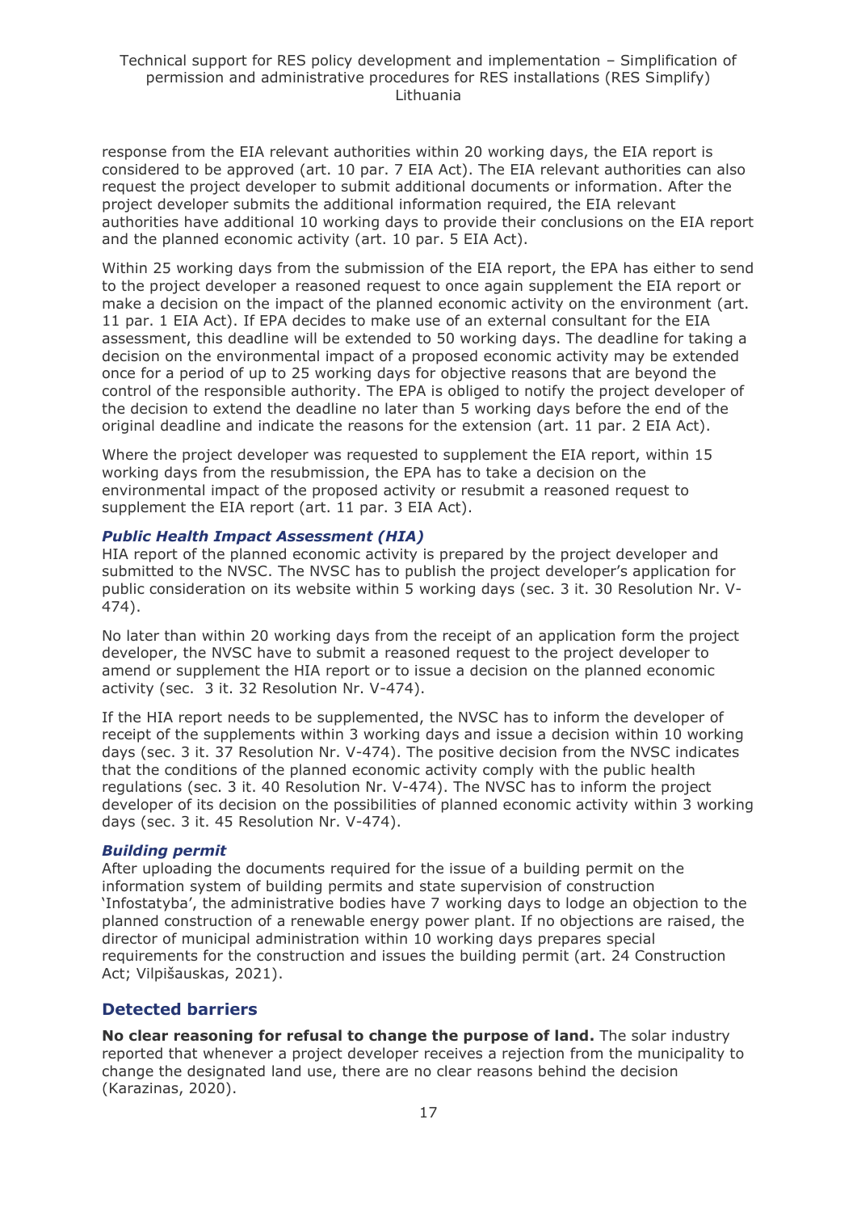response from the EIA relevant authorities within 20 working days, the EIA report is considered to be approved (art. 10 par. 7 EIA Act). The EIA relevant authorities can also request the project developer to submit additional documents or information. After the project developer submits the additional information required, the EIA relevant authorities have additional 10 working days to provide their conclusions on the EIA report and the planned economic activity (art. 10 par. 5 EIA Act).

Within 25 working days from the submission of the EIA report, the EPA has either to send to the project developer a reasoned request to once again supplement the EIA report or make a decision on the impact of the planned economic activity on the environment (art. 11 par. 1 EIA Act). If EPA decides to make use of an external consultant for the EIA assessment, this deadline will be extended to 50 working days. The deadline for taking a decision on the environmental impact of a proposed economic activity may be extended once for a period of up to 25 working days for objective reasons that are beyond the control of the responsible authority. The EPA is obliged to notify the project developer of the decision to extend the deadline no later than 5 working days before the end of the original deadline and indicate the reasons for the extension (art. 11 par. 2 EIA Act).

Where the project developer was requested to supplement the EIA report, within 15 working days from the resubmission, the EPA has to take a decision on the environmental impact of the proposed activity or resubmit a reasoned request to supplement the EIA report (art. 11 par. 3 EIA Act).

#### *Public Health Impact Assessment (HIA)*

HIA report of the planned economic activity is prepared by the project developer and submitted to the NVSC. The NVSC has to publish the project developer's application for public consideration on its website within 5 working days (sec. 3 it. 30 Resolution Nr. V-474).

No later than within 20 working days from the receipt of an application form the project developer, the NVSC have to submit a reasoned request to the project developer to amend or supplement the HIA report or to issue a decision on the planned economic activity (sec. 3 it. 32 Resolution Nr. V-474).

If the HIA report needs to be supplemented, the NVSC has to inform the developer of receipt of the supplements within 3 working days and issue a decision within 10 working days (sec. 3 it. 37 Resolution Nr. V-474). The positive decision from the NVSC indicates that the conditions of the planned economic activity comply with the public health regulations (sec. 3 it. 40 Resolution Nr. V-474). The NVSC has to inform the project developer of its decision on the possibilities of planned economic activity within 3 working days (sec. 3 it. 45 Resolution Nr. V-474).

#### *Building permit*

After uploading the documents required for the issue of a building permit on the information system of building permits and state supervision of construction 'Infostatyba', the administrative bodies have 7 working days to lodge an objection to the planned construction of a renewable energy power plant. If no objections are raised, the director of municipal administration within 10 working days prepares special requirements for the construction and issues the building permit (art. 24 Construction Act; Vilpišauskas, 2021).

### Detected barriers

**No clear reasoning for refusal to change the purpose of land.** The solar industry reported that whenever a project developer receives a rejection from the municipality to change the designated land use, there are no clear reasons behind the decision (Karazinas, 2020).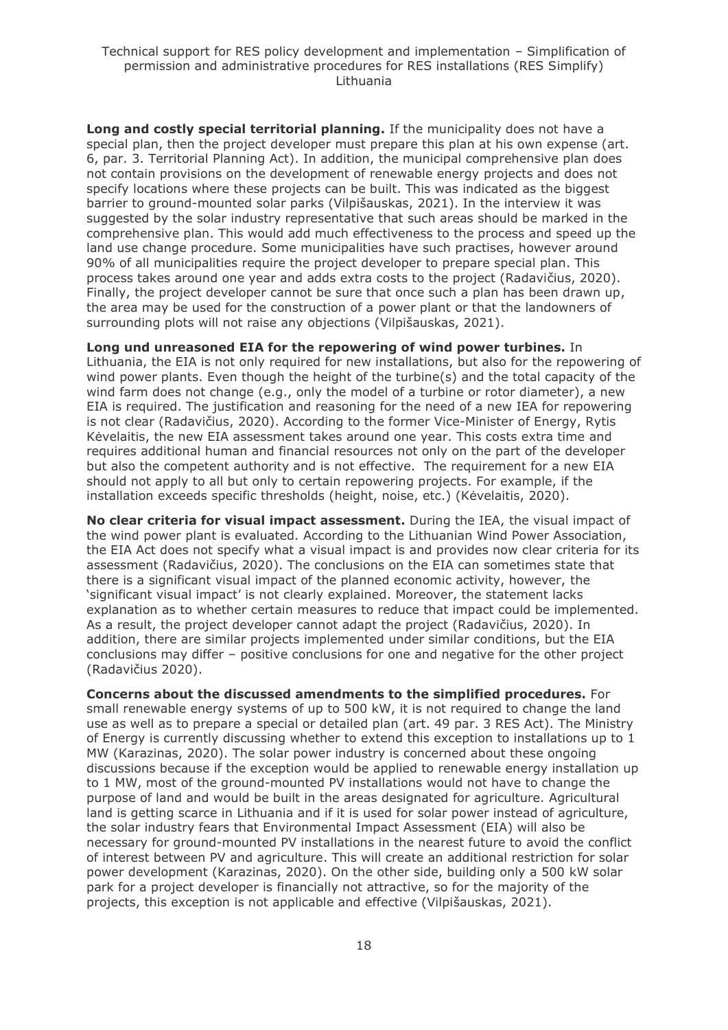**Long and costly special territorial planning.** If the municipality does not have a special plan, then the project developer must prepare this plan at his own expense (art. 6, par. 3. Territorial Planning Act). In addition, the municipal comprehensive plan does not contain provisions on the development of renewable energy projects and does not specify locations where these projects can be built. This was indicated as the biggest barrier to ground-mounted solar parks (Vilpišauskas, 2021). In the interview it was suggested by the solar industry representative that such areas should be marked in the comprehensive plan. This would add much effectiveness to the process and speed up the land use change procedure. Some municipalities have such practises, however around 90% of all municipalities require the project developer to prepare special plan. This process takes around one year and adds extra costs to the project (Radavičius, 2020). Finally, the project developer cannot be sure that once such a plan has been drawn up, the area may be used for the construction of a power plant or that the landowners of surrounding plots will not raise any objections (Vilpišauskas, 2021).

**Long und unreasoned EIA for the repowering of wind power turbines.** In Lithuania, the EIA is not only required for new installations, but also for the repowering of wind power plants. Even though the height of the turbine(s) and the total capacity of the wind farm does not change (e.g., only the model of a turbine or rotor diameter), a new EIA is required. The justification and reasoning for the need of a new IEA for repowering is not clear (Radavičius, 2020). According to the former Vice-Minister of Energy, Rytis Kėvelaitis, the new EIA assessment takes around one year. This costs extra time and requires additional human and financial resources not only on the part of the developer but also the competent authority and is not effective. The requirement for a new EIA should not apply to all but only to certain repowering projects. For example, if the installation exceeds specific thresholds (height, noise, etc.) (Kėvelaitis, 2020).

**No clear criteria for visual impact assessment.** During the IEA, the visual impact of the wind power plant is evaluated. According to the Lithuanian Wind Power Association, the EIA Act does not specify what a visual impact is and provides now clear criteria for its assessment (Radavičius, 2020). The conclusions on the EIA can sometimes state that there is a significant visual impact of the planned economic activity, however, the 'significant visual impact' is not clearly explained. Moreover, the statement lacks explanation as to whether certain measures to reduce that impact could be implemented. As a result, the project developer cannot adapt the project (Radavičius, 2020). In addition, there are similar projects implemented under similar conditions, but the EIA conclusions may differ – positive conclusions for one and negative for the other project (Radavičius 2020).

**Concerns about the discussed amendments to the simplified procedures.** For small renewable energy systems of up to 500 kW, it is not required to change the land use as well as to prepare a special or detailed plan (art. 49 par. 3 RES Act). The Ministry of Energy is currently discussing whether to extend this exception to installations up to 1 MW (Karazinas, 2020). The solar power industry is concerned about these ongoing discussions because if the exception would be applied to renewable energy installation up to 1 MW, most of the ground-mounted PV installations would not have to change the purpose of land and would be built in the areas designated for agriculture. Agricultural land is getting scarce in Lithuania and if it is used for solar power instead of agriculture, the solar industry fears that Environmental Impact Assessment (EIA) will also be necessary for ground-mounted PV installations in the nearest future to avoid the conflict of interest between PV and agriculture. This will create an additional restriction for solar power development (Karazinas, 2020). On the other side, building only a 500 kW solar park for a project developer is financially not attractive, so for the majority of the projects, this exception is not applicable and effective (Vilpišauskas, 2021).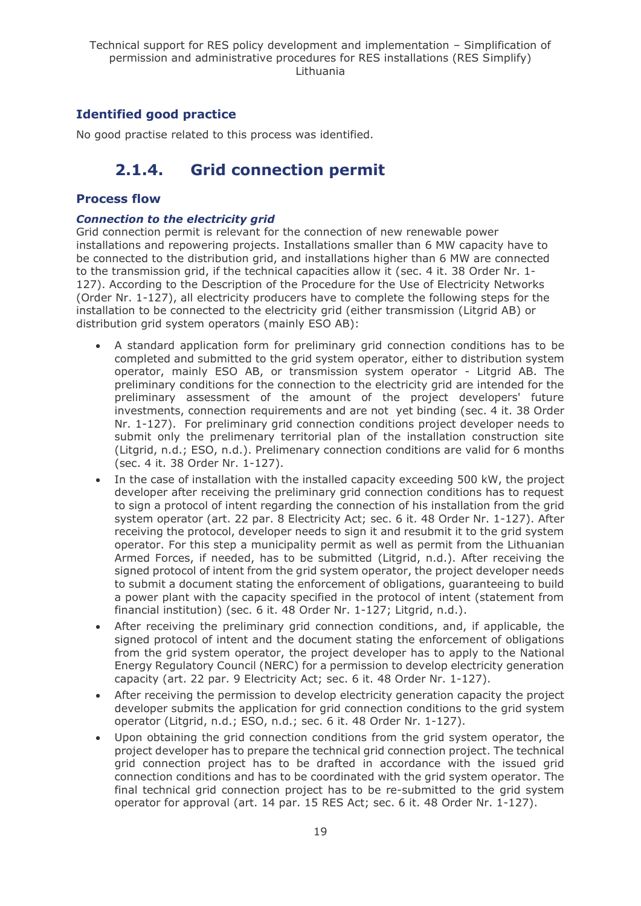### Identified good practice

No good practise related to this process was identified.

## 2.1.4. Grid connection permit

### Process flow

***Connection to the electricity grid***

Grid connection permit is relevant for the connection of new renewable power installations and repowering projects. Installations smaller than 6 MW capacity have to be connected to the distribution grid, and installations higher than 6 MW are connected to the transmission grid, if the technical capacities allow it (sec. 4 it. 38 Order Nr. 1-127). According to the Description of the Procedure for the Use of Electricity Networks (Order Nr. 1-127), all electricity producers have to complete the following steps for the installation to be connected to the electricity grid (either transmission (Litgrid AB) or distribution grid system operators (mainly ESO AB):

- A standard application form for preliminary grid connection conditions has to be completed and submitted to the grid system operator, either to distribution system operator, mainly ESO AB, or transmission system operator - Litgrid AB. The preliminary conditions for the connection to the electricity grid are intended for the preliminary assessment of the amount of the project developers' future investments, connection requirements and are not yet binding (sec. 4 it. 38 Order Nr. 1-127). For preliminary grid connection conditions project developer needs to submit only the prelimenary territorial plan of the installation construction site (Litgrid, n.d.; ESO, n.d.). Prelimenary connection conditions are valid for 6 months (sec. 4 it. 38 Order Nr. 1-127).
- In the case of installation with the installed capacity exceeding 500 kW, the project developer after receiving the preliminary grid connection conditions has to request to sign a protocol of intent regarding the connection of his installation from the grid system operator (art. 22 par. 8 Electricity Act; sec. 6 it. 48 Order Nr. 1-127). After receiving the protocol, developer needs to sign it and resubmit it to the grid system operator. For this step a municipality permit as well as permit from the Lithuanian Armed Forces, if needed, has to be submitted (Litgrid, n.d.). After receiving the signed protocol of intent from the grid system operator, the project developer needs to submit a document stating the enforcement of obligations, guaranteeing to build a power plant with the capacity specified in the protocol of intent (statement from financial institution) (sec. 6 it. 48 Order Nr. 1-127; Litgrid, n.d.).
- After receiving the preliminary grid connection conditions, and, if applicable, the signed protocol of intent and the document stating the enforcement of obligations from the grid system operator, the project developer has to apply to the National Energy Regulatory Council (NERC) for a permission to develop electricity generation capacity (art. 22 par. 9 Electricity Act; sec. 6 it. 48 Order Nr. 1-127).
- After receiving the permission to develop electricity generation capacity the project developer submits the application for grid connection conditions to the grid system operator (Litgrid, n.d.; ESO, n.d.; sec. 6 it. 48 Order Nr. 1-127).
- Upon obtaining the grid connection conditions from the grid system operator, the project developer has to prepare the technical grid connection project. The technical grid connection project has to be drafted in accordance with the issued grid connection conditions and has to be coordinated with the grid system operator. The final technical grid connection project has to be re-submitted to the grid system operator for approval (art. 14 par. 15 RES Act; sec. 6 it. 48 Order Nr. 1-127).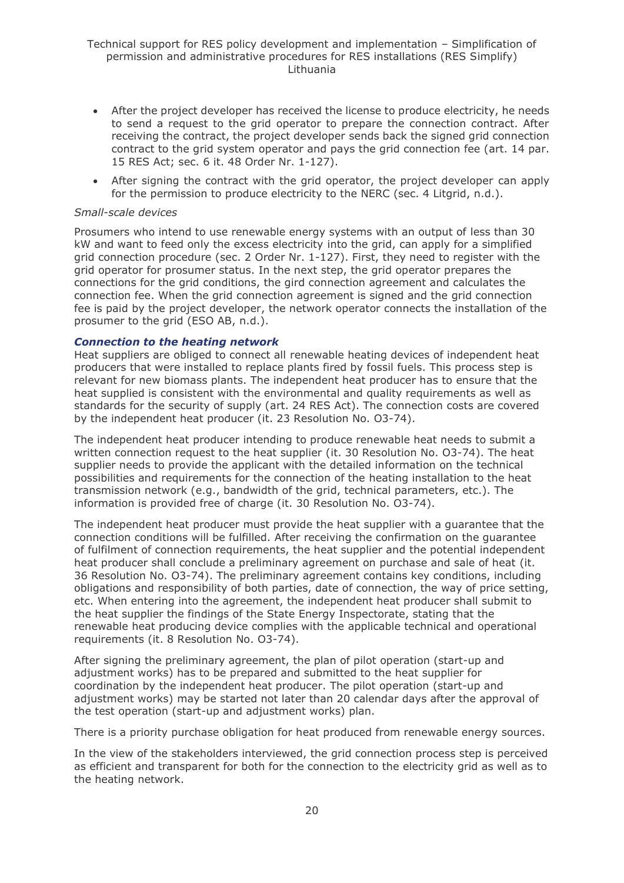- After the project developer has received the license to produce electricity, he needs to send a request to the grid operator to prepare the connection contract. After receiving the contract, the project developer sends back the signed grid connection contract to the grid system operator and pays the grid connection fee (art. 14 par. 15 RES Act; sec. 6 it. 48 Order Nr. 1-127).
- After signing the contract with the grid operator, the project developer can apply for the permission to produce electricity to the NERC (sec. 4 Litgrid, n.d.).

*Small-scale devices*

Prosumers who intend to use renewable energy systems with an output of less than 30 kW and want to feed only the excess electricity into the grid, can apply for a simplified grid connection procedure (sec. 2 Order Nr. 1-127). First, they need to register with the grid operator for prosumer status. In the next step, the grid operator prepares the connections for the grid conditions, the gird connection agreement and calculates the connection fee. When the grid connection agreement is signed and the grid connection fee is paid by the project developer, the network operator connects the installation of the prosumer to the grid (ESO AB, n.d.).

### *Connection to the heating network*

Heat suppliers are obliged to connect all renewable heating devices of independent heat producers that were installed to replace plants fired by fossil fuels. This process step is relevant for new biomass plants. The independent heat producer has to ensure that the heat supplied is consistent with the environmental and quality requirements as well as standards for the security of supply (art. 24 RES Act). The connection costs are covered by the independent heat producer (it. 23 Resolution No. O3-74).

The independent heat producer intending to produce renewable heat needs to submit a written connection request to the heat supplier (it. 30 Resolution No. O3-74). The heat supplier needs to provide the applicant with the detailed information on the technical possibilities and requirements for the connection of the heating installation to the heat transmission network (e.g., bandwidth of the grid, technical parameters, etc.). The information is provided free of charge (it. 30 Resolution No. O3-74).

The independent heat producer must provide the heat supplier with a guarantee that the connection conditions will be fulfilled. After receiving the confirmation on the guarantee of fulfilment of connection requirements, the heat supplier and the potential independent heat producer shall conclude a preliminary agreement on purchase and sale of heat (it. 36 Resolution No. O3-74). The preliminary agreement contains key conditions, including obligations and responsibility of both parties, date of connection, the way of price setting, etc. When entering into the agreement, the independent heat producer shall submit to the heat supplier the findings of the State Energy Inspectorate, stating that the renewable heat producing device complies with the applicable technical and operational requirements (it. 8 Resolution No. O3-74).

After signing the preliminary agreement, the plan of pilot operation (start-up and adjustment works) has to be prepared and submitted to the heat supplier for coordination by the independent heat producer. The pilot operation (start-up and adjustment works) may be started not later than 20 calendar days after the approval of the test operation (start-up and adjustment works) plan.

There is a priority purchase obligation for heat produced from renewable energy sources.

In the view of the stakeholders interviewed, the grid connection process step is perceived as efficient and transparent for both for the connection to the electricity grid as well as to the heating network.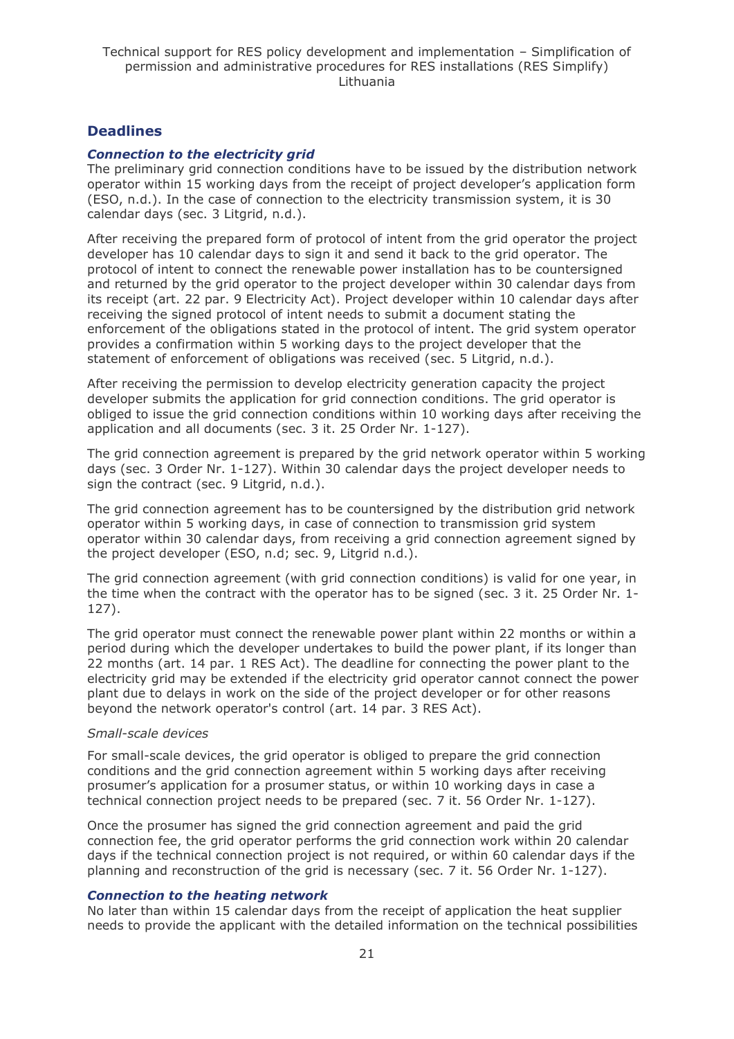## Deadlines

### *Connection to the electricity grid*

The preliminary grid connection conditions have to be issued by the distribution network operator within 15 working days from the receipt of project developer's application form (ESO, n.d.). In the case of connection to the electricity transmission system, it is 30 calendar days (sec. 3 Litgrid, n.d.).

After receiving the prepared form of protocol of intent from the grid operator the project developer has 10 calendar days to sign it and send it back to the grid operator. The protocol of intent to connect the renewable power installation has to be countersigned and returned by the grid operator to the project developer within 30 calendar days from its receipt (art. 22 par. 9 Electricity Act). Project developer within 10 calendar days after receiving the signed protocol of intent needs to submit a document stating the enforcement of the obligations stated in the protocol of intent. The grid system operator provides a confirmation within 5 working days to the project developer that the statement of enforcement of obligations was received (sec. 5 Litgrid, n.d.).

After receiving the permission to develop electricity generation capacity the project developer submits the application for grid connection conditions. The grid operator is obliged to issue the grid connection conditions within 10 working days after receiving the application and all documents (sec. 3 it. 25 Order Nr. 1-127).

The grid connection agreement is prepared by the grid network operator within 5 working days (sec. 3 Order Nr. 1-127). Within 30 calendar days the project developer needs to sign the contract (sec. 9 Litgrid, n.d.).

The grid connection agreement has to be countersigned by the distribution grid network operator within 5 working days, in case of connection to transmission grid system operator within 30 calendar days, from receiving a grid connection agreement signed by the project developer (ESO, n.d; sec. 9, Litgrid n.d.).

The grid connection agreement (with grid connection conditions) is valid for one year, in the time when the contract with the operator has to be signed (sec. 3 it. 25 Order Nr. 1-127).

The grid operator must connect the renewable power plant within 22 months or within a period during which the developer undertakes to build the power plant, if its longer than 22 months (art. 14 par. 1 RES Act). The deadline for connecting the power plant to the electricity grid may be extended if the electricity grid operator cannot connect the power plant due to delays in work on the side of the project developer or for other reasons beyond the network operator's control (art. 14 par. 3 RES Act).

*Small-scale devices*

For small-scale devices, the grid operator is obliged to prepare the grid connection conditions and the grid connection agreement within 5 working days after receiving prosumer's application for a prosumer status, or within 10 working days in case a technical connection project needs to be prepared (sec. 7 it. 56 Order Nr. 1-127).

Once the prosumer has signed the grid connection agreement and paid the grid connection fee, the grid operator performs the grid connection work within 20 calendar days if the technical connection project is not required, or within 60 calendar days if the planning and reconstruction of the grid is necessary (sec. 7 it. 56 Order Nr. 1-127).

### *Connection to the heating network*

No later than within 15 calendar days from the receipt of application the heat supplier needs to provide the applicant with the detailed information on the technical possibilities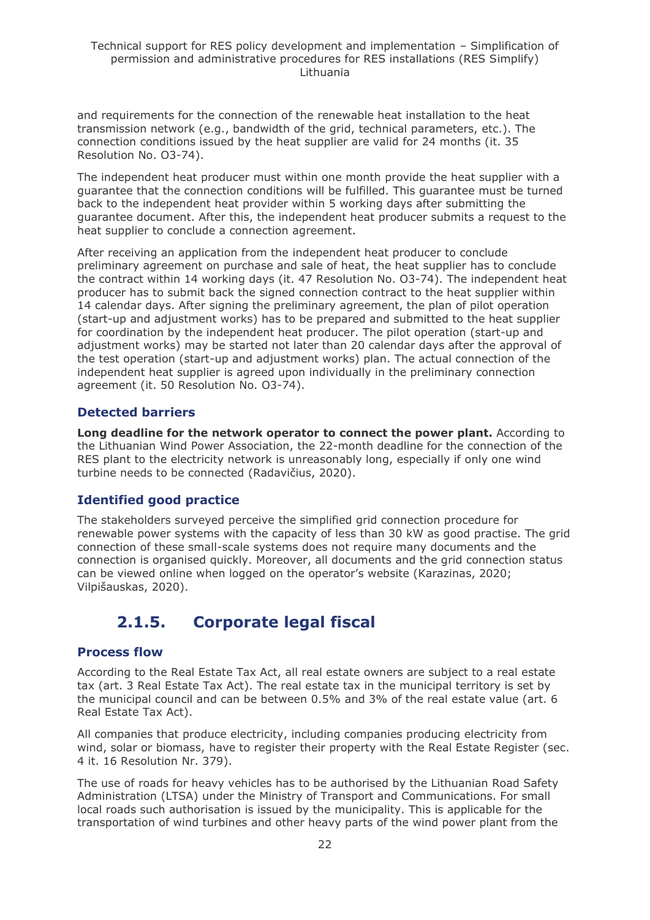and requirements for the connection of the renewable heat installation to the heat transmission network (e.g., bandwidth of the grid, technical parameters, etc.). The connection conditions issued by the heat supplier are valid for 24 months (it. 35 Resolution No. O3-74).

The independent heat producer must within one month provide the heat supplier with a guarantee that the connection conditions will be fulfilled. This guarantee must be turned back to the independent heat provider within 5 working days after submitting the guarantee document. After this, the independent heat producer submits a request to the heat supplier to conclude a connection agreement.

After receiving an application from the independent heat producer to conclude preliminary agreement on purchase and sale of heat, the heat supplier has to conclude the contract within 14 working days (it. 47 Resolution No. O3-74). The independent heat producer has to submit back the signed connection contract to the heat supplier within 14 calendar days. After signing the preliminary agreement, the plan of pilot operation (start-up and adjustment works) has to be prepared and submitted to the heat supplier for coordination by the independent heat producer. The pilot operation (start-up and adjustment works) may be started not later than 20 calendar days after the approval of the test operation (start-up and adjustment works) plan. The actual connection of the independent heat supplier is agreed upon individually in the preliminary connection agreement (it. 50 Resolution No. O3-74).

### Detected barriers

**Long deadline for the network operator to connect the power plant.** According to the Lithuanian Wind Power Association, the 22-month deadline for the connection of the RES plant to the electricity network is unreasonably long, especially if only one wind turbine needs to be connected (Radavičius, 2020).

### Identified good practice

The stakeholders surveyed perceive the simplified grid connection procedure for renewable power systems with the capacity of less than 30 kW as good practise. The grid connection of these small-scale systems does not require many documents and the connection is organised quickly. Moreover, all documents and the grid connection status can be viewed online when logged on the operator's website (Karazinas, 2020; Vilpišauskas, 2020).

## 2.1.5. Corporate legal fiscal

### Process flow

According to the Real Estate Tax Act, all real estate owners are subject to a real estate tax (art. 3 Real Estate Tax Act). The real estate tax in the municipal territory is set by the municipal council and can be between 0.5% and 3% of the real estate value (art. 6 Real Estate Tax Act).

All companies that produce electricity, including companies producing electricity from wind, solar or biomass, have to register their property with the Real Estate Register (sec. 4 it. 16 Resolution Nr. 379).

The use of roads for heavy vehicles has to be authorised by the Lithuanian Road Safety Administration (LTSA) under the Ministry of Transport and Communications. For small local roads such authorisation is issued by the municipality. This is applicable for the transportation of wind turbines and other heavy parts of the wind power plant from the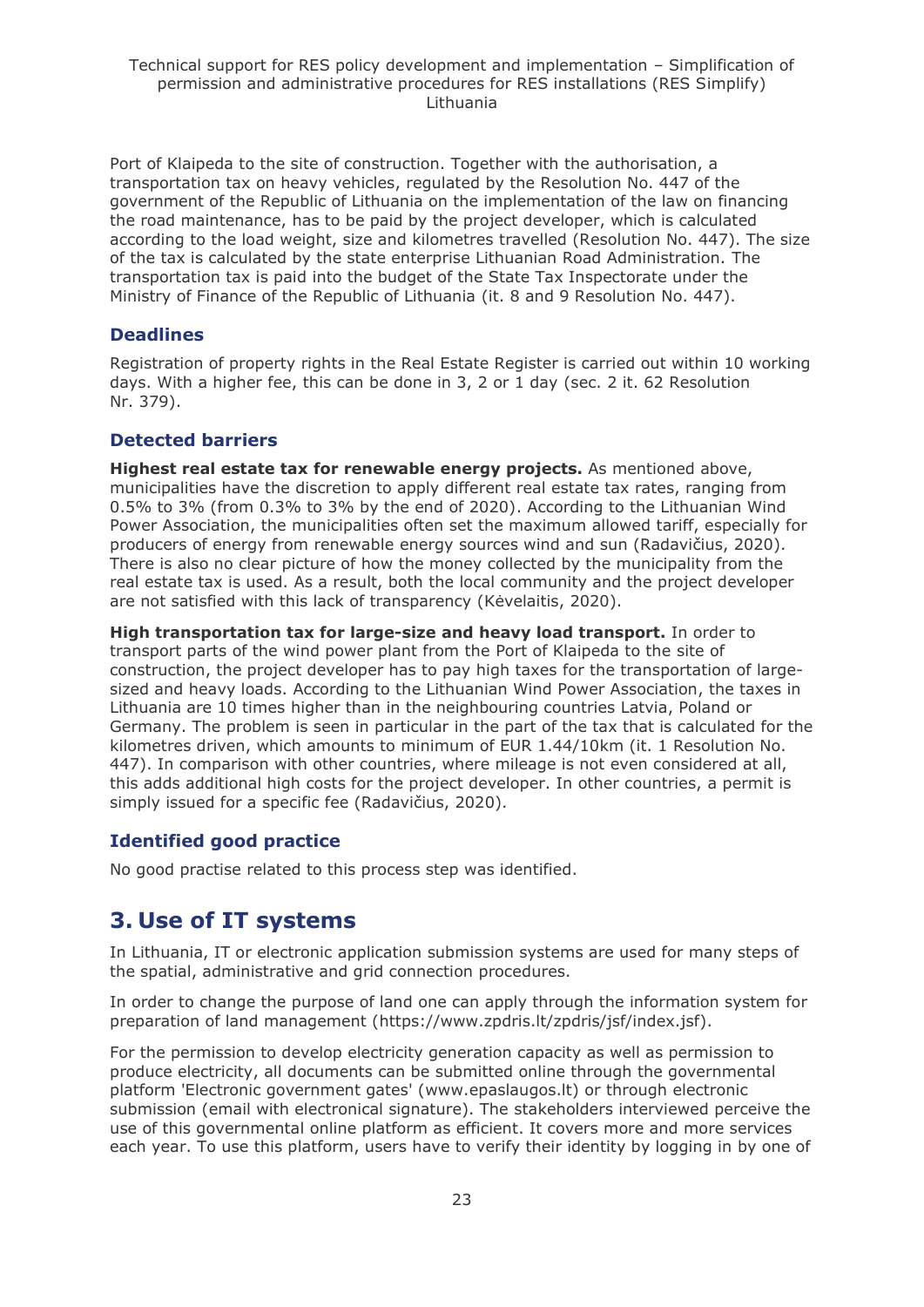Port of Klaipeda to the site of construction. Together with the authorisation, a transportation tax on heavy vehicles, regulated by the Resolution No. 447 of the government of the Republic of Lithuania on the implementation of the law on financing the road maintenance, has to be paid by the project developer, which is calculated according to the load weight, size and kilometres travelled (Resolution No. 447). The size of the tax is calculated by the state enterprise Lithuanian Road Administration. The transportation tax is paid into the budget of the State Tax Inspectorate under the Ministry of Finance of the Republic of Lithuania (it. 8 and 9 Resolution No. 447).

### Deadlines

Registration of property rights in the Real Estate Register is carried out within 10 working days. With a higher fee, this can be done in 3, 2 or 1 day (sec. 2 it. 62 Resolution Nr. 379).

### Detected barriers

**Highest real estate tax for renewable energy projects.** As mentioned above, municipalities have the discretion to apply different real estate tax rates, ranging from 0.5% to 3% (from 0.3% to 3% by the end of 2020). According to the Lithuanian Wind Power Association, the municipalities often set the maximum allowed tariff, especially for producers of energy from renewable energy sources wind and sun (Radavičius, 2020). There is also no clear picture of how the money collected by the municipality from the real estate tax is used. As a result, both the local community and the project developer are not satisfied with this lack of transparency (Kėvelaitis, 2020).

**High transportation tax for large-size and heavy load transport.** In order to transport parts of the wind power plant from the Port of Klaipeda to the site of construction, the project developer has to pay high taxes for the transportation of large-sized and heavy loads. According to the Lithuanian Wind Power Association, the taxes in Lithuania are 10 times higher than in the neighbouring countries Latvia, Poland or Germany. The problem is seen in particular in the part of the tax that is calculated for the kilometres driven, which amounts to minimum of EUR 1.44/10km (it. 1 Resolution No. 447). In comparison with other countries, where mileage is not even considered at all, this adds additional high costs for the project developer. In other countries, a permit is simply issued for a specific fee (Radavičius, 2020).

### Identified good practice

No good practise related to this process step was identified.

## 3. Use of IT systems

In Lithuania, IT or electronic application submission systems are used for many steps of the spatial, administrative and grid connection procedures.

In order to change the purpose of land one can apply through the information system for preparation of land management (https://www.zpdris.lt/zpdris/jsf/index.jsf).

For the permission to develop electricity generation capacity as well as permission to produce electricity, all documents can be submitted online through the governmental platform 'Electronic government gates' (www.epaslaugos.lt) or through electronic submission (email with electronical signature). The stakeholders interviewed perceive the use of this governmental online platform as efficient. It covers more and more services each year. To use this platform, users have to verify their identity by logging in by one of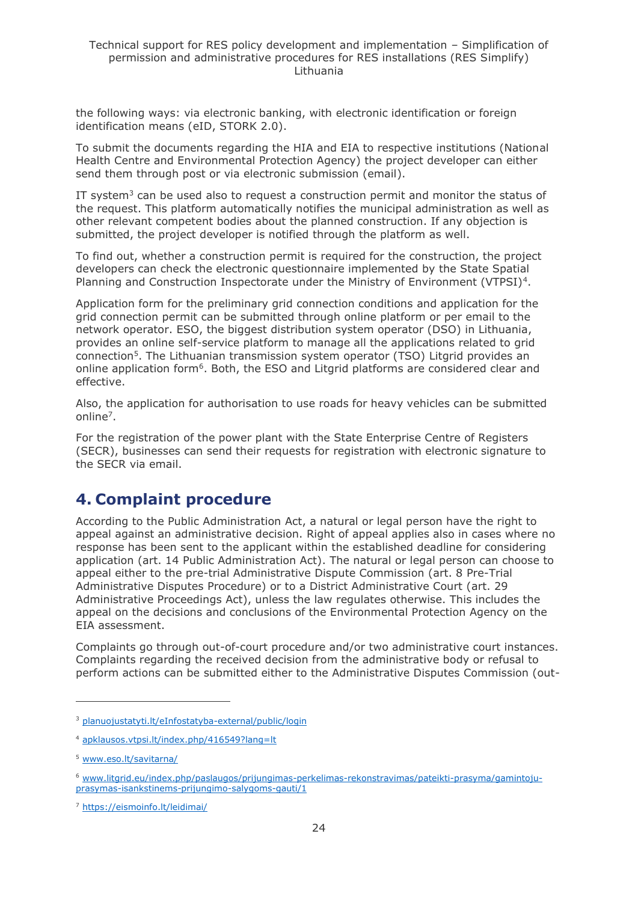the following ways: via electronic banking, with electronic identification or foreign identification means (eID, STORK 2.0).

To submit the documents regarding the HIA and EIA to respective institutions (National Health Centre and Environmental Protection Agency) the project developer can either send them through post or via electronic submission (email).

IT system[3] can be used also to request a construction permit and monitor the status of the request. This platform automatically notifies the municipal administration as well as other relevant competent bodies about the planned construction. If any objection is submitted, the project developer is notified through the platform as well.

To find out, whether a construction permit is required for the construction, the project developers can check the electronic questionnaire implemented by the State Spatial Planning and Construction Inspectorate under the Ministry of Environment (VTPSI)[4].

Application form for the preliminary grid connection conditions and application for the grid connection permit can be submitted through online platform or per email to the network operator. ESO, the biggest distribution system operator (DSO) in Lithuania, provides an online self-service platform to manage all the applications related to grid connection[5]. The Lithuanian transmission system operator (TSO) Litgrid provides an online application form[6]. Both, the ESO and Litgrid platforms are considered clear and effective.

Also, the application for authorisation to use roads for heavy vehicles can be submitted online[7].

For the registration of the power plant with the State Enterprise Centre of Registers (SECR), businesses can send their requests for registration with electronic signature to the SECR via email.

# 4. Complaint procedure

According to the Public Administration Act, a natural or legal person have the right to appeal against an administrative decision. Right of appeal applies also in cases where no response has been sent to the applicant within the established deadline for considering application (art. 14 Public Administration Act). The natural or legal person can choose to appeal either to the pre-trial Administrative Dispute Commission (art. 8 Pre-Trial Administrative Disputes Procedure) or to a District Administrative Court (art. 29 Administrative Proceedings Act), unless the law regulates otherwise. This includes the appeal on the decisions and conclusions of the Environmental Protection Agency on the EIA assessment.

Complaints go through out-of-court procedure and/or two administrative court instances. Complaints regarding the received decision from the administrative body or refusal to perform actions can be submitted either to the Administrative Disputes Commission (out-

---

[3] planuojustatyti.lt/eInfostatyba-external/public/login

[4] apklausos.vtpsi.lt/index.php/416549?lang=lt

[5] www.eso.lt/savitarna/

[6] www.litgrid.eu/index.php/paslaugos/prijungimas-perkelimas-rekonstravimas/pateikti-prasyma/gamintoju-prasymas-isankstinems-prijungimo-salygoms-gauti/1

[7] https://eismoinfo.lt/leidimai/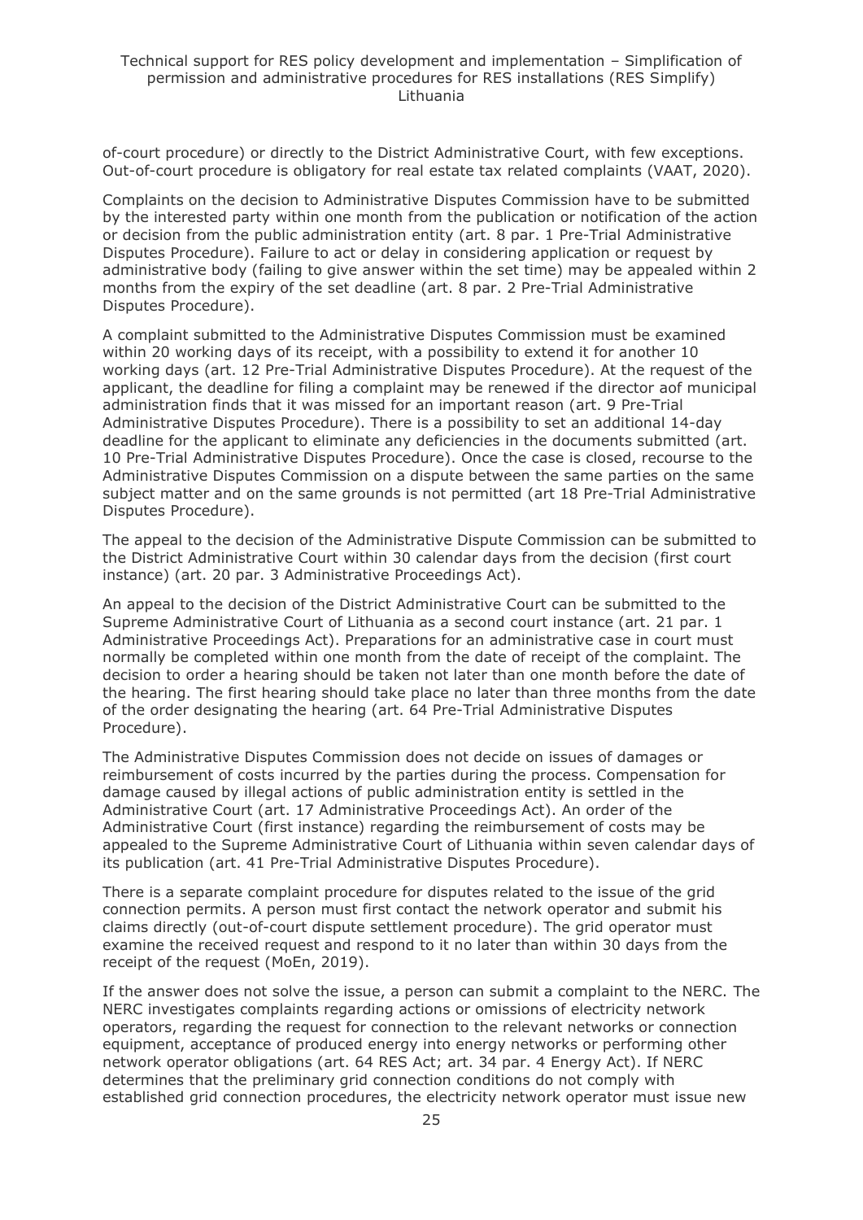of-court procedure) or directly to the District Administrative Court, with few exceptions. Out-of-court procedure is obligatory for real estate tax related complaints (VAAT, 2020).

Complaints on the decision to Administrative Disputes Commission have to be submitted by the interested party within one month from the publication or notification of the action or decision from the public administration entity (art. 8 par. 1 Pre-Trial Administrative Disputes Procedure). Failure to act or delay in considering application or request by administrative body (failing to give answer within the set time) may be appealed within 2 months from the expiry of the set deadline (art. 8 par. 2 Pre-Trial Administrative Disputes Procedure).

A complaint submitted to the Administrative Disputes Commission must be examined within 20 working days of its receipt, with a possibility to extend it for another 10 working days (art. 12 Pre-Trial Administrative Disputes Procedure). At the request of the applicant, the deadline for filing a complaint may be renewed if the director aof municipal administration finds that it was missed for an important reason (art. 9 Pre-Trial Administrative Disputes Procedure). There is a possibility to set an additional 14-day deadline for the applicant to eliminate any deficiencies in the documents submitted (art. 10 Pre-Trial Administrative Disputes Procedure). Once the case is closed, recourse to the Administrative Disputes Commission on a dispute between the same parties on the same subject matter and on the same grounds is not permitted (art 18 Pre-Trial Administrative Disputes Procedure).

The appeal to the decision of the Administrative Dispute Commission can be submitted to the District Administrative Court within 30 calendar days from the decision (first court instance) (art. 20 par. 3 Administrative Proceedings Act).

An appeal to the decision of the District Administrative Court can be submitted to the Supreme Administrative Court of Lithuania as a second court instance (art. 21 par. 1 Administrative Proceedings Act). Preparations for an administrative case in court must normally be completed within one month from the date of receipt of the complaint. The decision to order a hearing should be taken not later than one month before the date of the hearing. The first hearing should take place no later than three months from the date of the order designating the hearing (art. 64 Pre-Trial Administrative Disputes Procedure).

The Administrative Disputes Commission does not decide on issues of damages or reimbursement of costs incurred by the parties during the process. Compensation for damage caused by illegal actions of public administration entity is settled in the Administrative Court (art. 17 Administrative Proceedings Act). An order of the Administrative Court (first instance) regarding the reimbursement of costs may be appealed to the Supreme Administrative Court of Lithuania within seven calendar days of its publication (art. 41 Pre-Trial Administrative Disputes Procedure).

There is a separate complaint procedure for disputes related to the issue of the grid connection permits. A person must first contact the network operator and submit his claims directly (out-of-court dispute settlement procedure). The grid operator must examine the received request and respond to it no later than within 30 days from the receipt of the request (MoEn, 2019).

If the answer does not solve the issue, a person can submit a complaint to the NERC. The NERC investigates complaints regarding actions or omissions of electricity network operators, regarding the request for connection to the relevant networks or connection equipment, acceptance of produced energy into energy networks or performing other network operator obligations (art. 64 RES Act; art. 34 par. 4 Energy Act). If NERC determines that the preliminary grid connection conditions do not comply with established grid connection procedures, the electricity network operator must issue new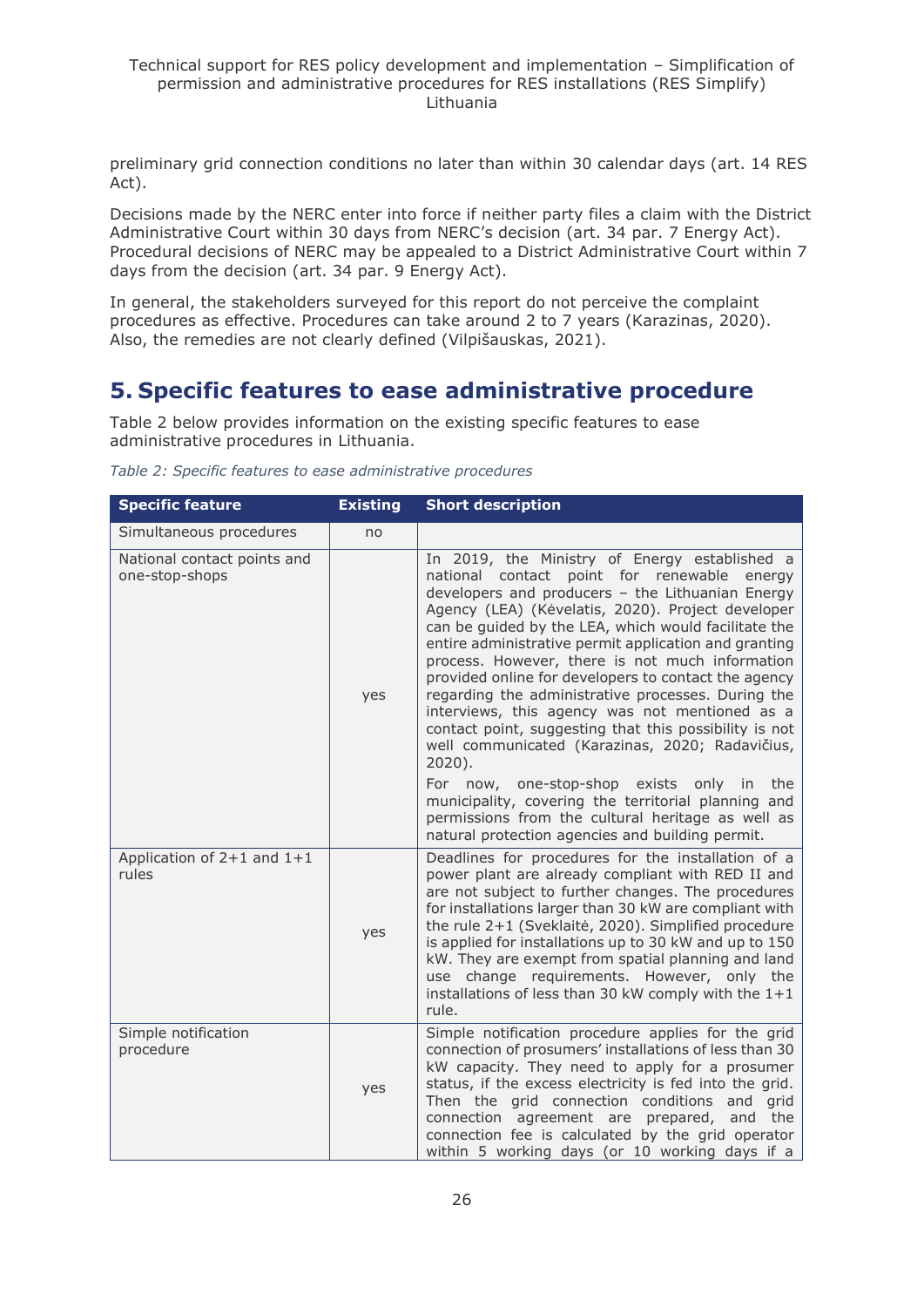preliminary grid connection conditions no later than within 30 calendar days (art. 14 RES Act).

Decisions made by the NERC enter into force if neither party files a claim with the District Administrative Court within 30 days from NERC's decision (art. 34 par. 7 Energy Act). Procedural decisions of NERC may be appealed to a District Administrative Court within 7 days from the decision (art. 34 par. 9 Energy Act).

In general, the stakeholders surveyed for this report do not perceive the complaint procedures as effective. Procedures can take around 2 to 7 years (Karazinas, 2020). Also, the remedies are not clearly defined (Vilpišauskas, 2021).

# 5. Specific features to ease administrative procedure

Table 2 below provides information on the existing specific features to ease administrative procedures in Lithuania.

*Table 2: Specific features to ease administrative procedures*

| Specific feature | Existing | Short description |
|---|---|---|
| Simultaneous procedures | no | |
| National contact points and one-stop-shops | yes | In 2019, the Ministry of Energy established a national contact point for renewable energy developers and producers – the Lithuanian Energy Agency (LEA) (Kėvelatis, 2020). Project developer can be guided by the LEA, which would facilitate the entire administrative permit application and granting process. However, there is not much information provided online for developers to contact the agency regarding the administrative processes. During the interviews, this agency was not mentioned as a contact point, suggesting that this possibility is not well communicated (Karazinas, 2020; Radavičius, 2020).<br>For now, one-stop-shop exists only in the municipality, covering the territorial planning and permissions from the cultural heritage as well as natural protection agencies and building permit. |
| Application of 2+1 and 1+1 rules | yes | Deadlines for procedures for the installation of a power plant are already compliant with RED II and are not subject to further changes. The procedures for installations larger than 30 kW are compliant with the rule 2+1 (Sveklaitė, 2020). Simplified procedure is applied for installations up to 30 kW and up to 150 kW. They are exempt from spatial planning and land use change requirements. However, only the installations of less than 30 kW comply with the 1+1 rule. |
| Simple notification procedure | yes | Simple notification procedure applies for the grid connection of prosumers' installations of less than 30 kW capacity. They need to apply for a prosumer status, if the excess electricity is fed into the grid. Then the grid connection conditions and grid connection agreement are prepared, and the connection fee is calculated by the grid operator within 5 working days (or 10 working days if a |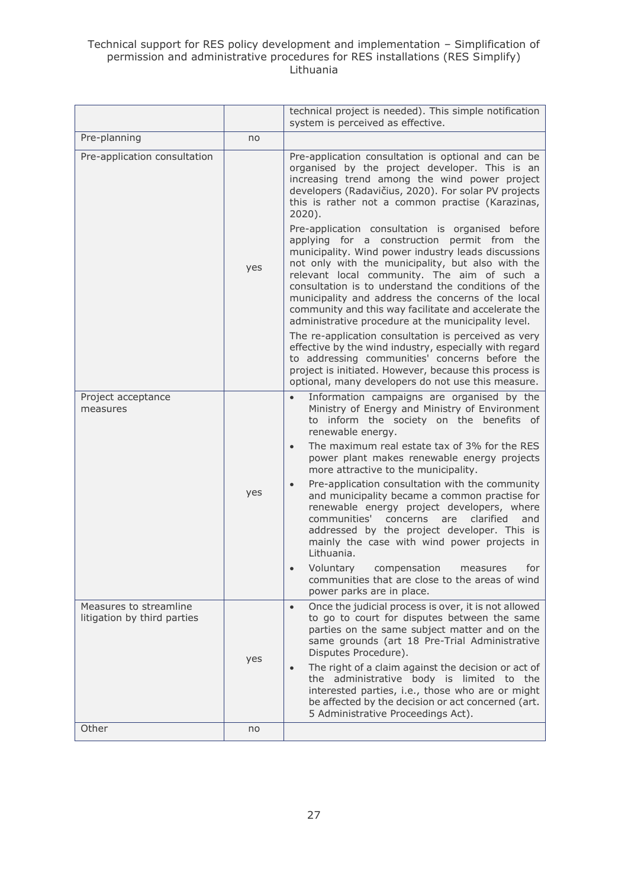| | | |
|---|---|---|
| | | technical project is needed). This simple notification system is perceived as effective. |
| Pre-planning | no | |
| Pre-application consultation | yes | Pre-application consultation is optional and can be organised by the project developer. This is an increasing trend among the wind power project developers (Radavičius, 2020). For solar PV projects this is rather not a common practise (Karazinas, 2020).<br><br>Pre-application consultation is organised before applying for a construction permit from the municipality. Wind power industry leads discussions not only with the municipality, but also with the relevant local community. The aim of such a consultation is to understand the conditions of the municipality and address the concerns of the local community and this way facilitate and accelerate the administrative procedure at the municipality level.<br><br>The re-application consultation is perceived as very effective by the wind industry, especially with regard to addressing communities' concerns before the project is initiated. However, because this process is optional, many developers do not use this measure. |
| Project acceptance measures | yes | • Information campaigns are organised by the Ministry of Energy and Ministry of Environment to inform the society on the benefits of renewable energy.<br>• The maximum real estate tax of 3% for the RES power plant makes renewable energy projects more attractive to the municipality.<br>• Pre-application consultation with the community and municipality became a common practise for renewable energy project developers, where communities' concerns are clarified and addressed by the project developer. This is mainly the case with wind power projects in Lithuania.<br>• Voluntary compensation measures for communities that are close to the areas of wind power parks are in place. |
| Measures to streamline litigation by third parties | yes | • Once the judicial process is over, it is not allowed to go to court for disputes between the same parties on the same subject matter and on the same grounds (art 18 Pre-Trial Administrative Disputes Procedure).<br>• The right of a claim against the decision or act of the administrative body is limited to the interested parties, i.e., those who are or might be affected by the decision or act concerned (art. 5 Administrative Proceedings Act). |
| Other | no | |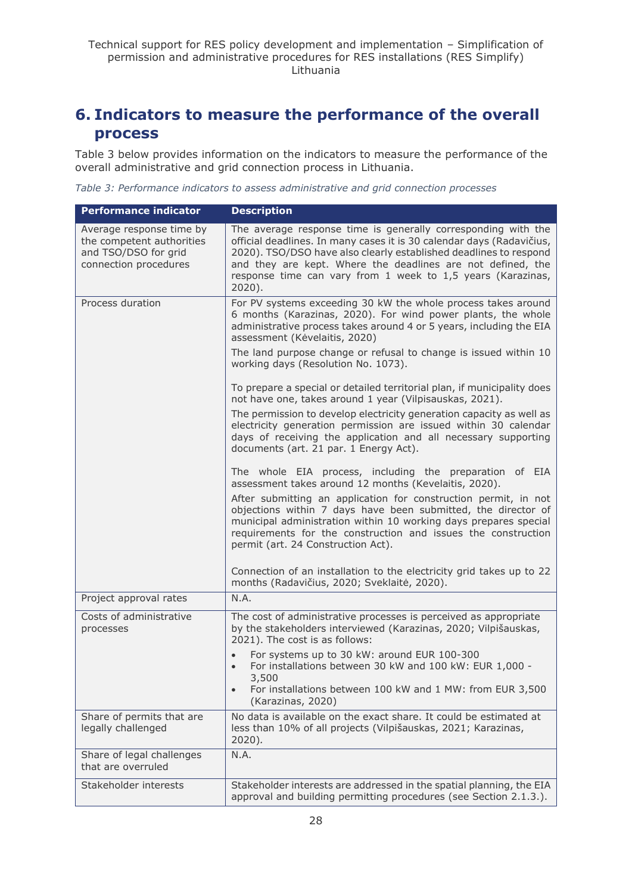## 6. Indicators to measure the performance of the overall process

Table 3 below provides information on the indicators to measure the performance of the overall administrative and grid connection process in Lithuania.

*Table 3: Performance indicators to assess administrative and grid connection processes*

| Performance indicator | Description |
|---|---|
| Average response time by the competent authorities and TSO/DSO for grid connection procedures | The average response time is generally corresponding with the official deadlines. In many cases it is 30 calendar days (Radavičius, 2020). TSO/DSO have also clearly established deadlines to respond and they are kept. Where the deadlines are not defined, the response time can vary from 1 week to 1,5 years (Karazinas, 2020). |
| Process duration | For PV systems exceeding 30 kW the whole process takes around 6 months (Karazinas, 2020). For wind power plants, the whole administrative process takes around 4 or 5 years, including the EIA assessment (Kėvelaitis, 2020)<br><br>The land purpose change or refusal to change is issued within 10 working days (Resolution No. 1073).<br><br>To prepare a special or detailed territorial plan, if municipality does not have one, takes around 1 year (Vilpisauskas, 2021).<br><br>The permission to develop electricity generation capacity as well as electricity generation permission are issued within 30 calendar days of receiving the application and all necessary supporting documents (art. 21 par. 1 Energy Act).<br><br>The whole EIA process, including the preparation of EIA assessment takes around 12 months (Kevelaitis, 2020).<br><br>After submitting an application for construction permit, in not objections within 7 days have been submitted, the director of municipal administration within 10 working days prepares special requirements for the construction and issues the construction permit (art. 24 Construction Act).<br><br>Connection of an installation to the electricity grid takes up to 22 months (Radavičius, 2020; Sveklaitė, 2020). |
| Project approval rates | N.A. |
| Costs of administrative processes | The cost of administrative processes is perceived as appropriate by the stakeholders interviewed (Karazinas, 2020; Vilpišauskas, 2021). The cost is as follows:<br>• For systems up to 30 kW: around EUR 100-300<br>• For installations between 30 kW and 100 kW: EUR 1,000 - 3,500<br>• For installations between 100 kW and 1 MW: from EUR 3,500 (Karazinas, 2020) |
| Share of permits that are legally challenged | No data is available on the exact share. It could be estimated at less than 10% of all projects (Vilpišauskas, 2021; Karazinas, 2020). |
| Share of legal challenges that are overruled | N.A. |
| Stakeholder interests | Stakeholder interests are addressed in the spatial planning, the EIA approval and building permitting procedures (see Section 2.1.3.). |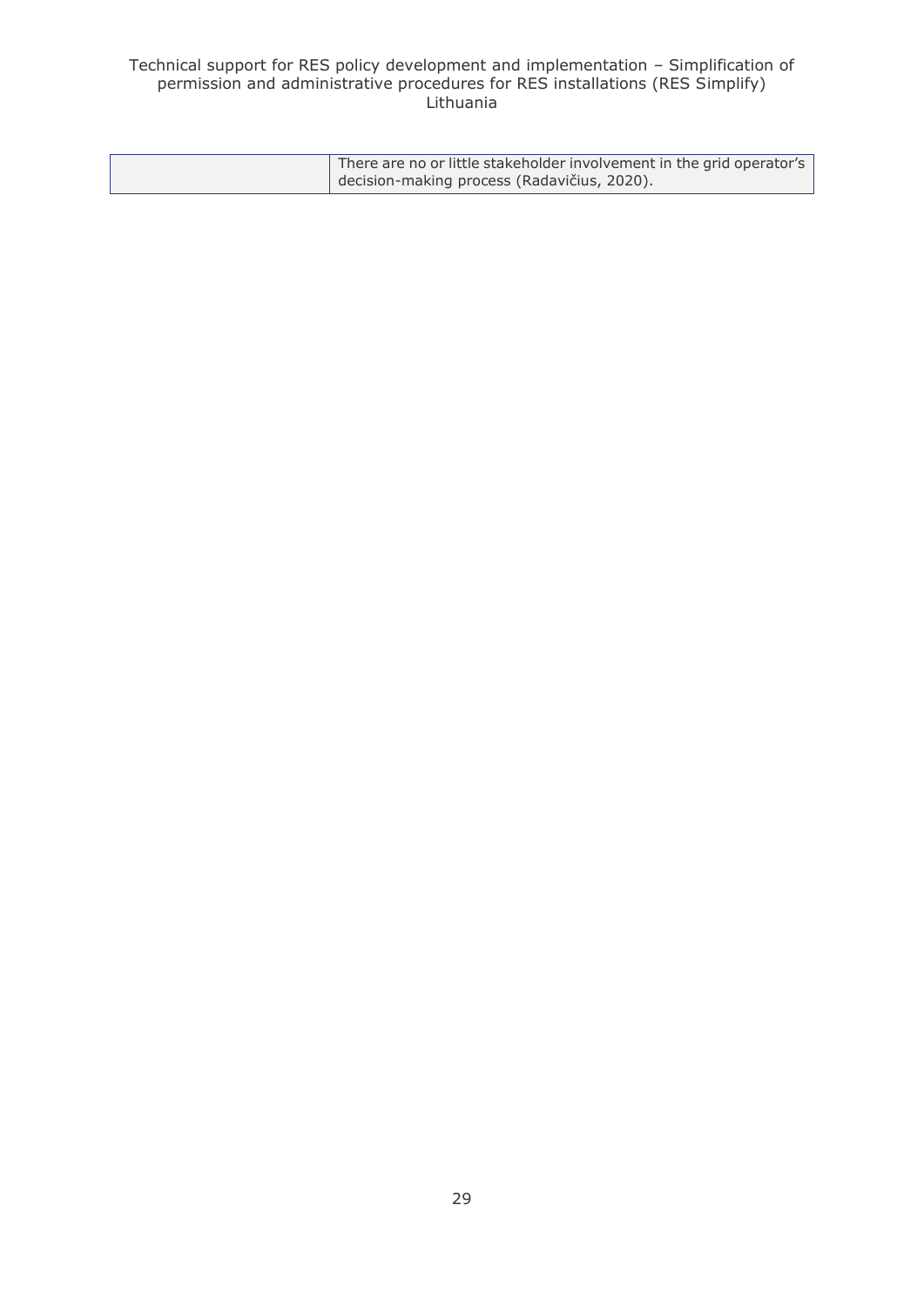| | |
|---|---|
| | There are no or little stakeholder involvement in the grid operator's decision-making process (Radavičius, 2020). |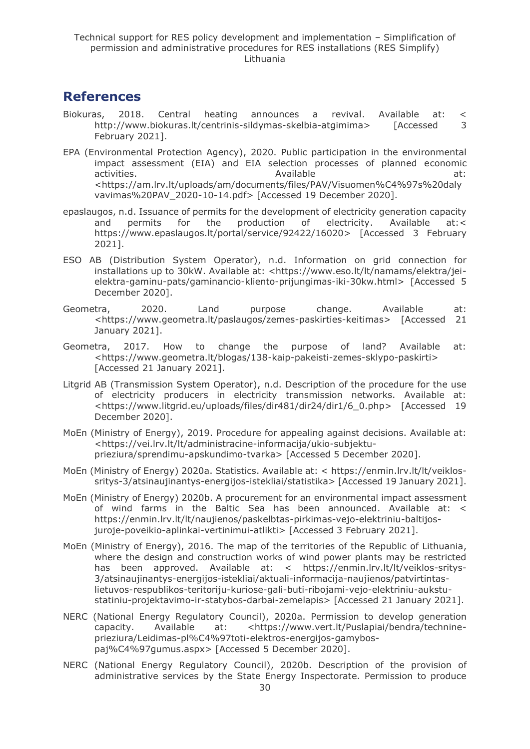## References

Biokuras, 2018. Central heating announces a revival. Available at: < http://www.biokuras.lt/centrinis-sildymas-skelbia-atgimima> [Accessed 3 February 2021].

EPA (Environmental Protection Agency), 2020. Public participation in the environmental impact assessment (EIA) and EIA selection processes of planned economic activities. Available at: <https://am.lrv.lt/uploads/am/documents/files/PAV/Visuomen%C4%97s%20dalyvavimas%20PAV_2020-10-14.pdf> [Accessed 19 December 2020].

epaslaugos, n.d. Issuance of permits for the development of electricity generation capacity and permits for the production of electricity. Available at:< https://www.epaslaugos.lt/portal/service/92422/16020> [Accessed 3 February 2021].

ESO AB (Distribution System Operator), n.d. Information on grid connection for installations up to 30kW. Available at: <https://www.eso.lt/lt/namams/elektra/jei-elektra-gaminu-pats/gaminancio-kliento-prijungimas-iki-30kw.html> [Accessed 5 December 2020].

Geometra, 2020. Land purpose change. Available at: <https://www.geometra.lt/paslaugos/zemes-paskirties-keitimas> [Accessed 21 January 2021].

Geometra, 2017. How to change the purpose of land? Available at: <https://www.geometra.lt/blogas/138-kaip-pakeisti-zemes-sklypo-paskirti> [Accessed 21 January 2021].

Litgrid AB (Transmission System Operator), n.d. Description of the procedure for the use of electricity producers in electricity transmission networks. Available at: <https://www.litgrid.eu/uploads/files/dir481/dir24/dir1/6_0.php> [Accessed 19 December 2020].

MoEn (Ministry of Energy), 2019. Procedure for appealing against decisions. Available at: <https://vei.lrv.lt/lt/administracine-informacija/ukio-subjektu-prieziura/sprendimu-apskundimo-tvarka> [Accessed 5 December 2020].

MoEn (Ministry of Energy) 2020a. Statistics. Available at: < https://enmin.lrv.lt/lt/veiklos-sritys-3/atsinaujinantys-energijos-istekliai/statistika> [Accessed 19 January 2021].

MoEn (Ministry of Energy) 2020b. A procurement for an environmental impact assessment of wind farms in the Baltic Sea has been announced. Available at: < https://enmin.lrv.lt/lt/naujienos/paskelbtas-pirkimas-vejo-elektriniu-baltijos-juroje-poveikio-aplinkai-vertinimui-atlikti> [Accessed 3 February 2021].

MoEn (Ministry of Energy), 2016. The map of the territories of the Republic of Lithuania, where the design and construction works of wind power plants may be restricted has been approved. Available at: < https://enmin.lrv.lt/lt/veiklos-sritys-3/atsinaujinantys-energijos-istekliai/aktuali-informacija-naujienos/patvirtintas-lietuvos-respublikos-teritoriju-kuriose-gali-buti-ribojami-vejo-elektriniu-aukstu-statiniu-projektavimo-ir-statybos-darbai-zemelapis> [Accessed 21 January 2021].

NERC (National Energy Regulatory Council), 2020a. Permission to develop generation capacity. Available at: <https://www.vert.lt/Puslapiai/bendra/technine-prieziura/Leidimas-pl%C4%97toti-elektros-energijos-gamybos-paj%C4%97gumus.aspx> [Accessed 5 December 2020].

NERC (National Energy Regulatory Council), 2020b. Description of the provision of administrative services by the State Energy Inspectorate. Permission to produce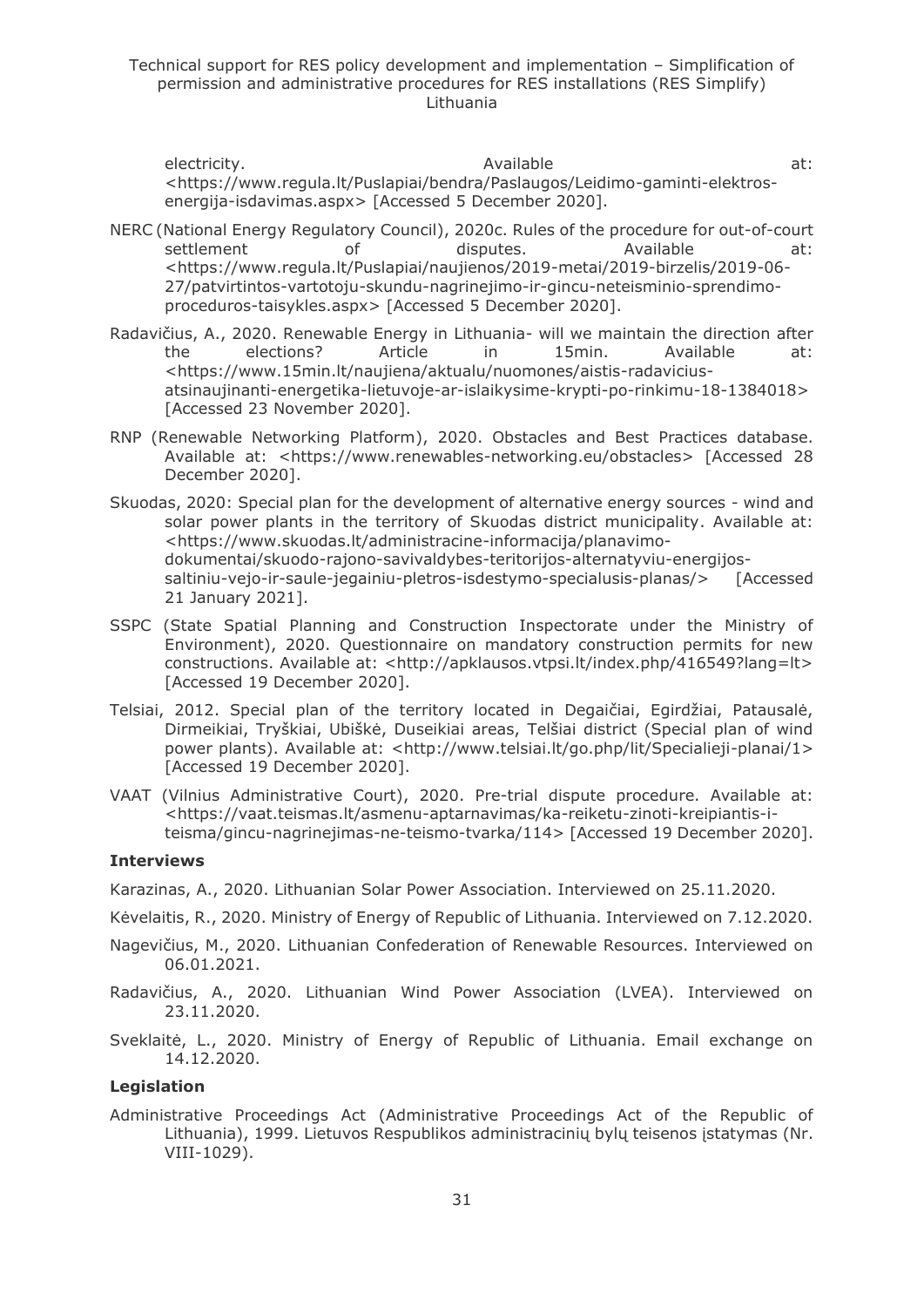electricity. Available at: <https://www.regula.lt/Puslapiai/bendra/Paslaugos/Leidimo-gaminti-elektros-energija-isdavimas.aspx> [Accessed 5 December 2020].

NERC (National Energy Regulatory Council), 2020c. Rules of the procedure for out-of-court settlement of disputes. Available at: <https://www.regula.lt/Puslapiai/naujienos/2019-metai/2019-birzelis/2019-06-27/patvirtintos-vartotoju-skundu-nagrinejimo-ir-gincu-neteisminio-sprendimo-proceduros-taisykles.aspx> [Accessed 5 December 2020].

Radavičius, A., 2020. Renewable Energy in Lithuania- will we maintain the direction after the elections? Article in 15min. Available at: <https://www.15min.lt/naujiena/aktualu/nuomones/aistis-radavicius-atsinaujinanti-energetika-lietuvoje-ar-islaikysime-krypti-po-rinkimu-18-1384018> [Accessed 23 November 2020].

RNP (Renewable Networking Platform), 2020. Obstacles and Best Practices database. Available at: <https://www.renewables-networking.eu/obstacles> [Accessed 28 December 2020].

Skuodas, 2020: Special plan for the development of alternative energy sources - wind and solar power plants in the territory of Skuodas district municipality. Available at: <https://www.skuodas.lt/administracine-informacija/planavimo-dokumentai/skuodo-rajono-savivaldybes-teritorijos-alternatyviu-energijos-saltiniu-vejo-ir-saule-jegainiu-pletros-isdestymo-specialusis-planas/> [Accessed 21 January 2021].

SSPC (State Spatial Planning and Construction Inspectorate under the Ministry of Environment), 2020. Questionnaire on mandatory construction permits for new constructions. Available at: <http://apklausos.vtpsi.lt/index.php/416549?lang=lt> [Accessed 19 December 2020].

Telsiai, 2012. Special plan of the territory located in Degaičiai, Egirdžiai, Patausalė, Dirmeikiai, Tryškiai, Ubiškė, Duseikiai areas, Telšiai district (Special plan of wind power plants). Available at: <http://www.telsiai.lt/go.php/lit/Specialieji-planai/1> [Accessed 19 December 2020].

VAAT (Vilnius Administrative Court), 2020. Pre-trial dispute procedure. Available at: <https://vaat.teismas.lt/asmenu-aptarnavimas/ka-reiketu-zinoti-kreipiantis-i-teisma/gincu-nagrinejimas-ne-teismo-tvarka/114> [Accessed 19 December 2020].

### Interviews

Karazinas, A., 2020. Lithuanian Solar Power Association. Interviewed on 25.11.2020.

Kėvelaitis, R., 2020. Ministry of Energy of Republic of Lithuania. Interviewed on 7.12.2020.

Nagevičius, M., 2020. Lithuanian Confederation of Renewable Resources. Interviewed on 06.01.2021.

Radavičius, A., 2020. Lithuanian Wind Power Association (LVEA). Interviewed on 23.11.2020.

Sveklaitė, L., 2020. Ministry of Energy of Republic of Lithuania. Email exchange on 14.12.2020.

### Legislation

Administrative Proceedings Act (Administrative Proceedings Act of the Republic of Lithuania), 1999. Lietuvos Respublikos administracinių bylų teisenos įstatymas (Nr. VIII-1029).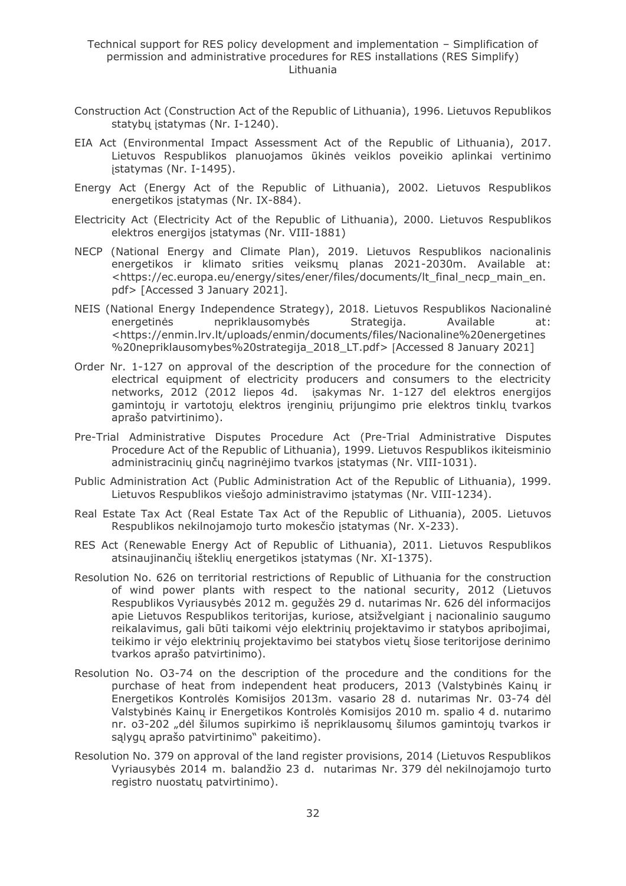Construction Act (Construction Act of the Republic of Lithuania), 1996. Lietuvos Respublikos statybų įstatymas (Nr. I-1240).

EIA Act (Environmental Impact Assessment Act of the Republic of Lithuania), 2017. Lietuvos Respublikos planuojamos ūkinės veiklos poveikio aplinkai vertinimo įstatymas (Nr. I-1495).

Energy Act (Energy Act of the Republic of Lithuania), 2002. Lietuvos Respublikos energetikos įstatymas (Nr. IX-884).

Electricity Act (Electricity Act of the Republic of Lithuania), 2000. Lietuvos Respublikos elektros energijos įstatymas (Nr. VIII-1881)

NECP (National Energy and Climate Plan), 2019. Lietuvos Respublikos nacionalinis energetikos ir klimato srities veiksmų planas 2021-2030m. Available at: <https://ec.europa.eu/energy/sites/ener/files/documents/lt_final_necp_main_en.pdf> [Accessed 3 January 2021].

NEIS (National Energy Independence Strategy), 2018. Lietuvos Respublikos Nacionalinė energetinės nepriklausomybės Strategija. Available at: <https://enmin.lrv.lt/uploads/enmin/documents/files/Nacionaline%20energetines%20nepriklausomybes%20strategija_2018_LT.pdf> [Accessed 8 January 2021]

Order Nr. 1-127 on approval of the description of the procedure for the connection of electrical equipment of electricity producers and consumers to the electricity networks, 2012 (2012 liepos 4d. įsakymas Nr. 1-127 dėl elektros energijos gamintojų ir vartotojų elektros įrenginių prijungimo prie elektros tinklų tvarkos aprašo patvirtinimo).

Pre-Trial Administrative Disputes Procedure Act (Pre-Trial Administrative Disputes Procedure Act of the Republic of Lithuania), 1999. Lietuvos Respublikos ikiteisminio administracinių ginčų nagrinėjimo tvarkos įstatymas (Nr. VIII-1031).

Public Administration Act (Public Administration Act of the Republic of Lithuania), 1999. Lietuvos Respublikos viešojo administravimo įstatymas (Nr. VIII-1234).

Real Estate Tax Act (Real Estate Tax Act of the Republic of Lithuania), 2005. Lietuvos Respublikos nekilnojamojo turto mokesčio įstatymas (Nr. X-233).

RES Act (Renewable Energy Act of Republic of Lithuania), 2011. Lietuvos Respublikos atsinaujinančių išteklių energetikos įstatymas (Nr. XI-1375).

Resolution No. 626 on territorial restrictions of Republic of Lithuania for the construction of wind power plants with respect to the national security, 2012 (Lietuvos Respublikos Vyriausybės 2012 m. gegužės 29 d. nutarimas Nr. 626 dėl informacijos apie Lietuvos Respublikos teritorijas, kuriose, atsižvelgiant į nacionalinio saugumo reikalavimus, gali būti taikomi vėjo elektrinių projektavimo ir statybos apribojimai, teikimo ir vėjo elektrinių projektavimo bei statybos vietų šiose teritorijose derinimo tvarkos aprašo patvirtinimo).

Resolution No. O3-74 on the description of the procedure and the conditions for the purchase of heat from independent heat producers, 2013 (Valstybinės Kainų ir Energetikos Kontrolės Komisijos 2013m. vasario 28 d. nutarimas Nr. 03-74 dėl Valstybinės Kainų ir Energetikos Kontrolės Komisijos 2010 m. spalio 4 d. nutarimo nr. o3-202 „dėl šilumos supirkimo iš nepriklausomų šilumos gamintojų tvarkos ir sąlygų aprašo patvirtinimo" pakeitimo).

Resolution No. 379 on approval of the land register provisions, 2014 (Lietuvos Respublikos Vyriausybės 2014 m. balandžio 23 d. nutarimas Nr. 379 dėl nekilnojamojo turto registro nuostatų patvirtinimo).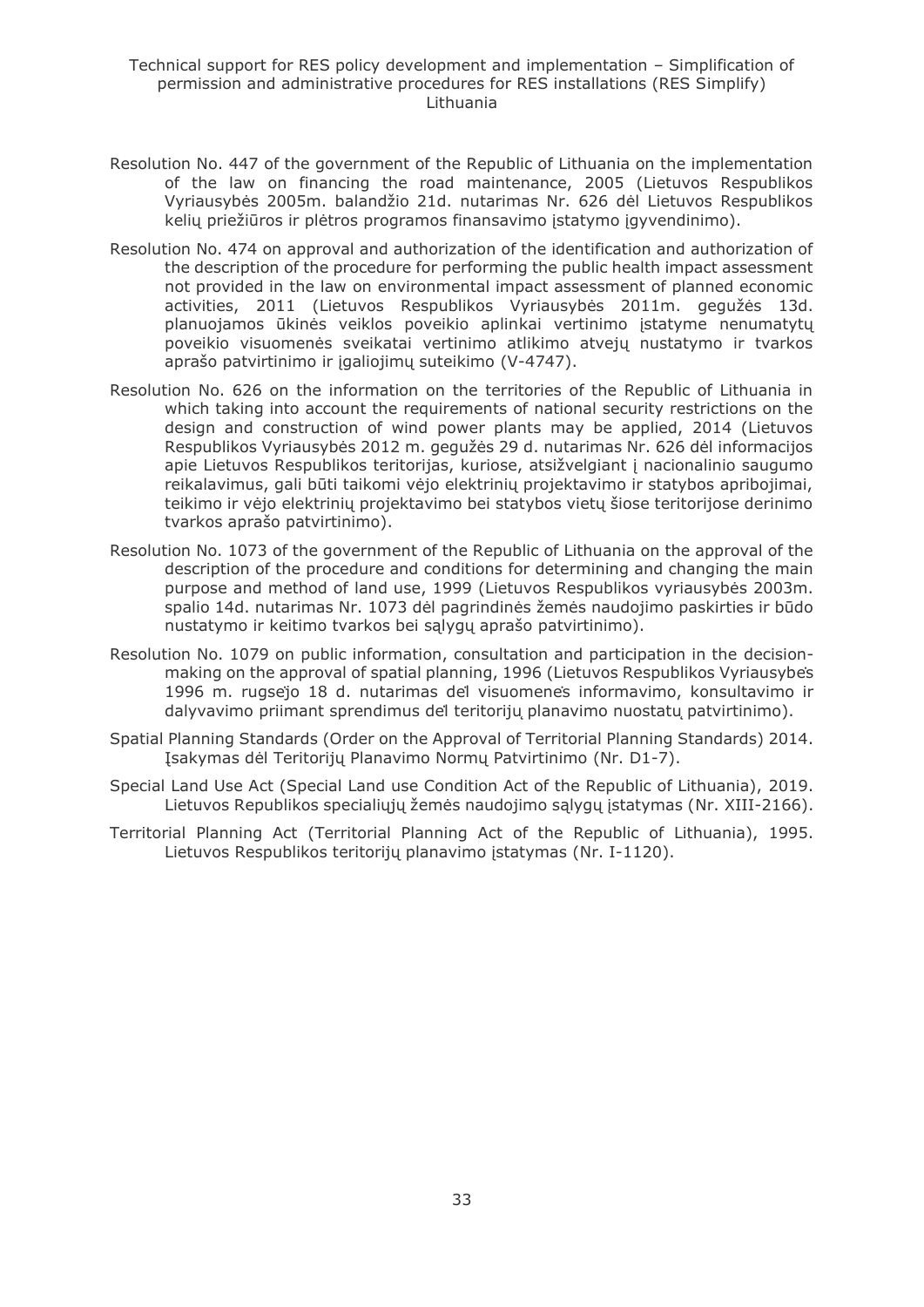Resolution No. 447 of the government of the Republic of Lithuania on the implementation of the law on financing the road maintenance, 2005 (Lietuvos Respublikos Vyriausybės 2005m. balandžio 21d. nutarimas Nr. 626 dėl Lietuvos Respublikos kelių priežiūros ir plėtros programos finansavimo įstatymo įgyvendinimo).

Resolution No. 474 on approval and authorization of the identification and authorization of the description of the procedure for performing the public health impact assessment not provided in the law on environmental impact assessment of planned economic activities, 2011 (Lietuvos Respublikos Vyriausybės 2011m. gegužės 13d. planuojamos ūkinės veiklos poveikio aplinkai vertinimo įstatyme nenumatytų poveikio visuomenės sveikatai vertinimo atlikimo atvejų nustatymo ir tvarkos aprašo patvirtinimo ir įgaliojimų suteikimo (V-4747).

Resolution No. 626 on the information on the territories of the Republic of Lithuania in which taking into account the requirements of national security restrictions on the design and construction of wind power plants may be applied, 2014 (Lietuvos Respublikos Vyriausybės 2012 m. gegužės 29 d. nutarimas Nr. 626 dėl informacijos apie Lietuvos Respublikos teritorijas, kuriose, atsižvelgiant į nacionalinio saugumo reikalavimus, gali būti taikomi vėjo elektrinių projektavimo ir statybos apribojimai, teikimo ir vėjo elektrinių projektavimo bei statybos vietų šiose teritorijose derinimo tvarkos aprašo patvirtinimo).

Resolution No. 1073 of the government of the Republic of Lithuania on the approval of the description of the procedure and conditions for determining and changing the main purpose and method of land use, 1999 (Lietuvos Respublikos vyriausybės 2003m. spalio 14d. nutarimas Nr. 1073 dėl pagrindinės žemės naudojimo paskirties ir būdo nustatymo ir keitimo tvarkos bei sąlygų aprašo patvirtinimo).

Resolution No. 1079 on public information, consultation and participation in the decision-making on the approval of spatial planning, 1996 (Lietuvos Respublikos Vyriausybės 1996 m. rugsėjo 18 d. nutarimas dėl visuomenės informavimo, konsultavimo ir dalyvavimo priimant sprendimus dėl teritorijų planavimo nuostatų patvirtinimo).

Spatial Planning Standards (Order on the Approval of Territorial Planning Standards) 2014. Įsakymas dėl Teritorijų Planavimo Normų Patvirtinimo (Nr. D1-7).

Special Land Use Act (Special Land use Condition Act of the Republic of Lithuania), 2019. Lietuvos Repub­likos specialiųjų žemės naudojimo sąlygų įstatymas (Nr. XIII-2166).

Territorial Planning Act (Territorial Planning Act of the Republic of Lithuania), 1995. Lietuvos Respublikos teritorijų planavimo įstatymas (Nr. I-1120).